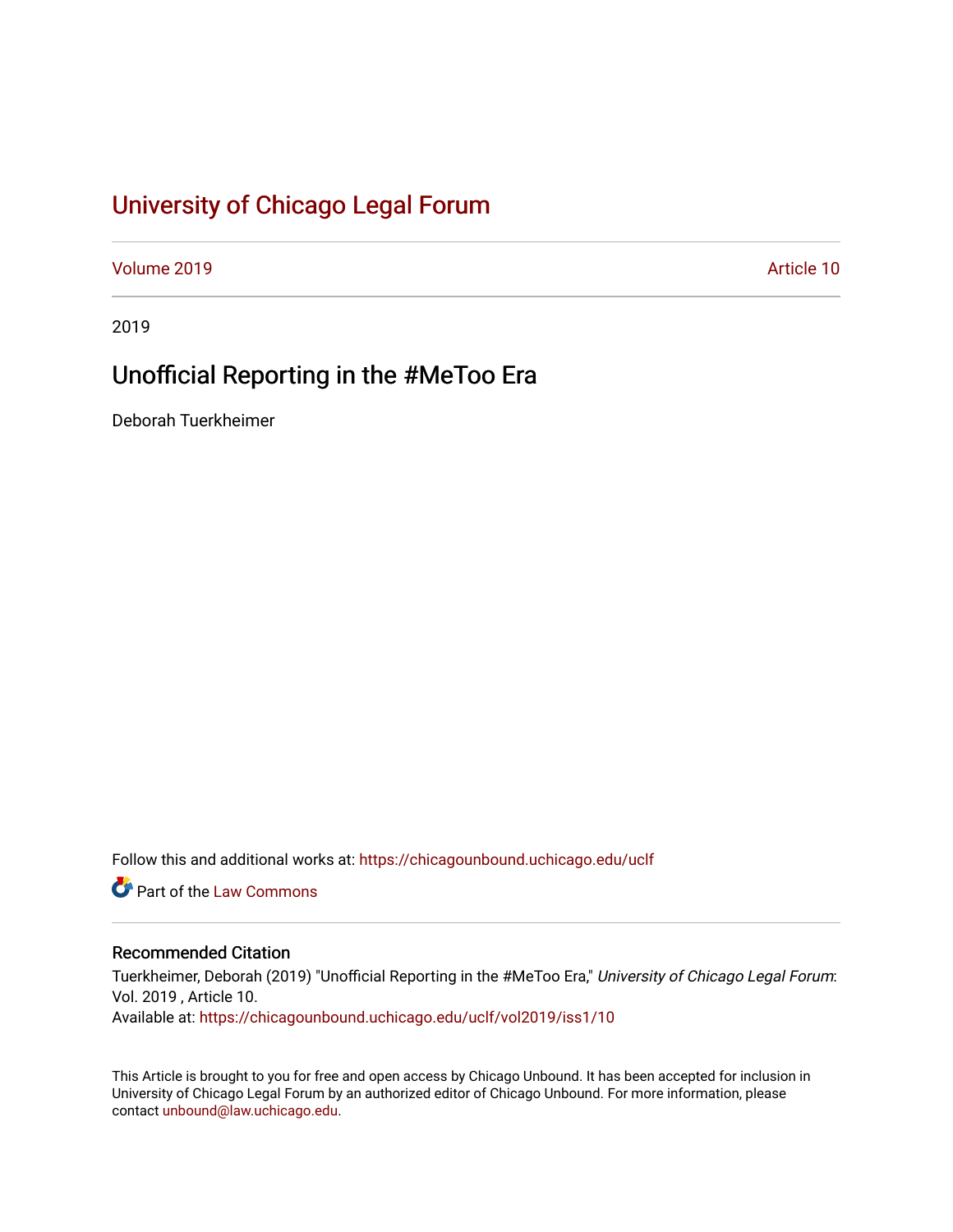# University of Chicago Legal Forum

Volume 2019 Article 10

2019

## Unofficial Reporting in the #MeToo Era

Deborah Tuerkheimer

Follow this and additional works at: https://chicagounbound.uchicago.edu/uclf

Part of the Law Commons

### Recommended Citation

Tuerkheimer, Deborah (2019) "Unofficial Reporting in the #MeToo Era," *University of Chicago Legal Forum*: Vol. 2019 , Article 10.
Available at: https://chicagounbound.uchicago.edu/uclf/vol2019/iss1/10

This Article is brought to you for free and open access by Chicago Unbound. It has been accepted for inclusion in University of Chicago Legal Forum by an authorized editor of Chicago Unbound. For more information, please contact unbound@law.uchicago.edu.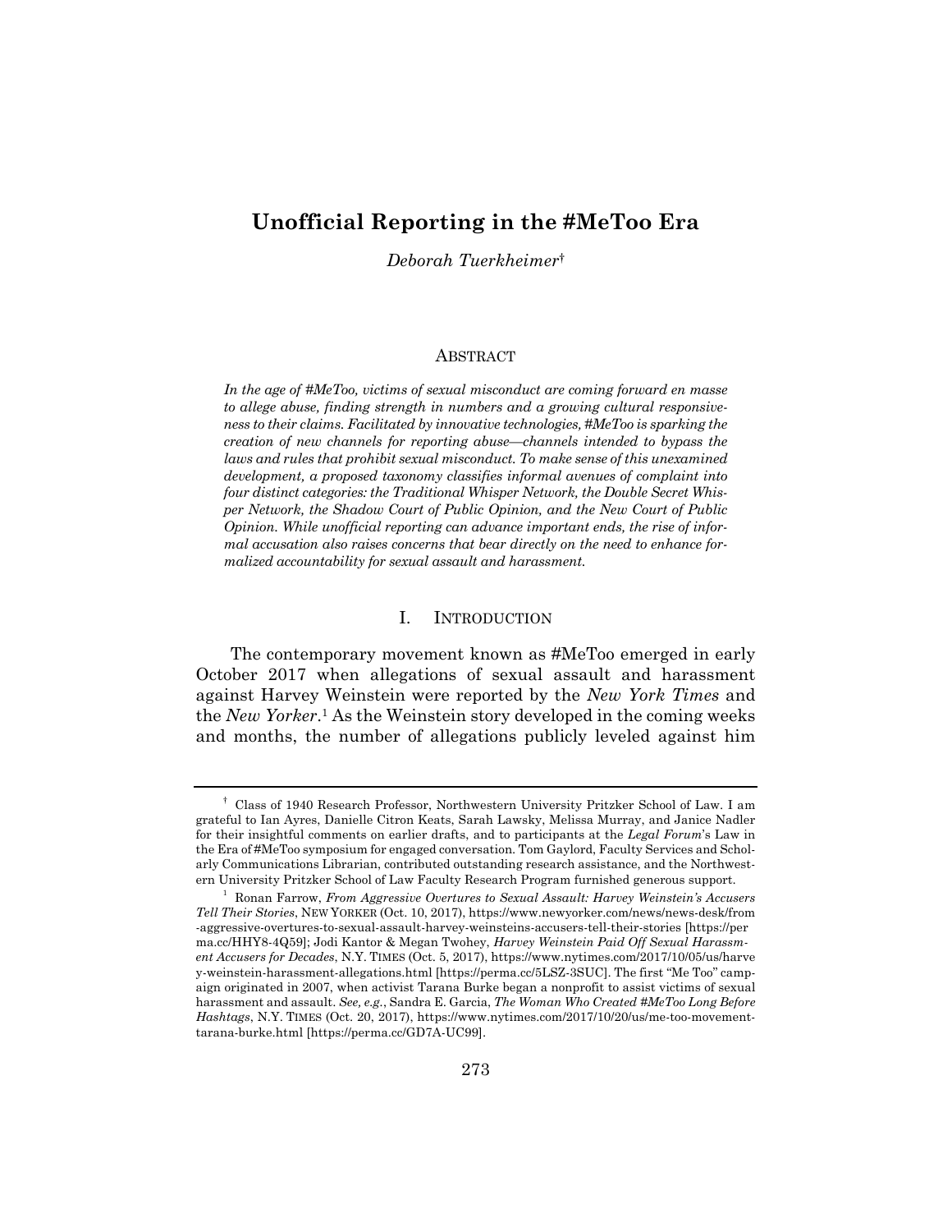# Unofficial Reporting in the #MeToo Era

*Deborah Turkheimer*[†]

## ABSTRACT

*In the age of #MeToo, victims of sexual misconduct are coming forward en masse to allege abuse, finding strength in numbers and a growing cultural responsiveness to their claims. Facilitated by innovative technologies, #MeToo is sparking the creation of new channels for reporting abuse—channels intended to bypass the laws and rules that prohibit sexual misconduct. To make sense of this unexamined development, a proposed taxonomy classifies informal avenues of complaint into four distinct categories: the Traditional Whisper Network, the Double Secret Whisper Network, the Shadow Court of Public Opinion, and the New Court of Public Opinion. While unofficial reporting can advance important ends, the rise of informal accusation also raises concerns that bear directly on the need to enhance formalized accountability for sexual assault and harassment.*

## I. INTRODUCTION

The contemporary movement known as #MeToo emerged in early October 2017 when allegations of sexual assault and harassment against Harvey Weinstein were reported by the *New York Times* and the *New Yorker*.[1] As the Weinstein story developed in the coming weeks and months, the number of allegations publicly leveled against him

---

[†] Class of 1940 Research Professor, Northwestern University Pritzker School of Law. I am grateful to Ian Ayres, Danielle Citron Keats, Sarah Lawsky, Melissa Murray, and Janice Nadler for their insightful comments on earlier drafts, and to participants at the *Legal Forum*'s Law in the Era of #MeToo symposium for engaged conversation. Tom Gaylord, Faculty Services and Scholarly Communications Librarian, contributed outstanding research assistance, and the Northwestern University Pritzker School of Law Faculty Research Program furnished generous support.

[1] Ronan Farrow, *From Aggressive Overtures to Sexual Assault: Harvey Weinstein's Accusers Tell Their Stories*, NEW YORKER (Oct. 10, 2017), https://www.newyorker.com/news/news-desk/from-aggressive-overtures-to-sexual-assault-harvey-weinsteins-accusers-tell-their-stories [https://perma.cc/HHY8-4Q59]; Jodi Kantor & Megan Twohey, *Harvey Weinstein Paid Off Sexual Harassment Accusers for Decades*, N.Y. TIMES (Oct. 5, 2017), https://www.nytimes.com/2017/10/05/us/harvey-weinstein-harassment-allegations.html [https://perma.cc/5LSZ-3SUC]. The first "Me Too" campaign originated in 2007, when activist Tarana Burke began a nonprofit to assist victims of sexual harassment and assault. *See, e.g.*, Sandra E. Garcia, *The Woman Who Created #MeToo Long Before Hashtags*, N.Y. TIMES (Oct. 20, 2017), https://www.nytimes.com/2017/10/20/us/me-too-movement-tarana-burke.html [https://perma.cc/GD7A-UC99].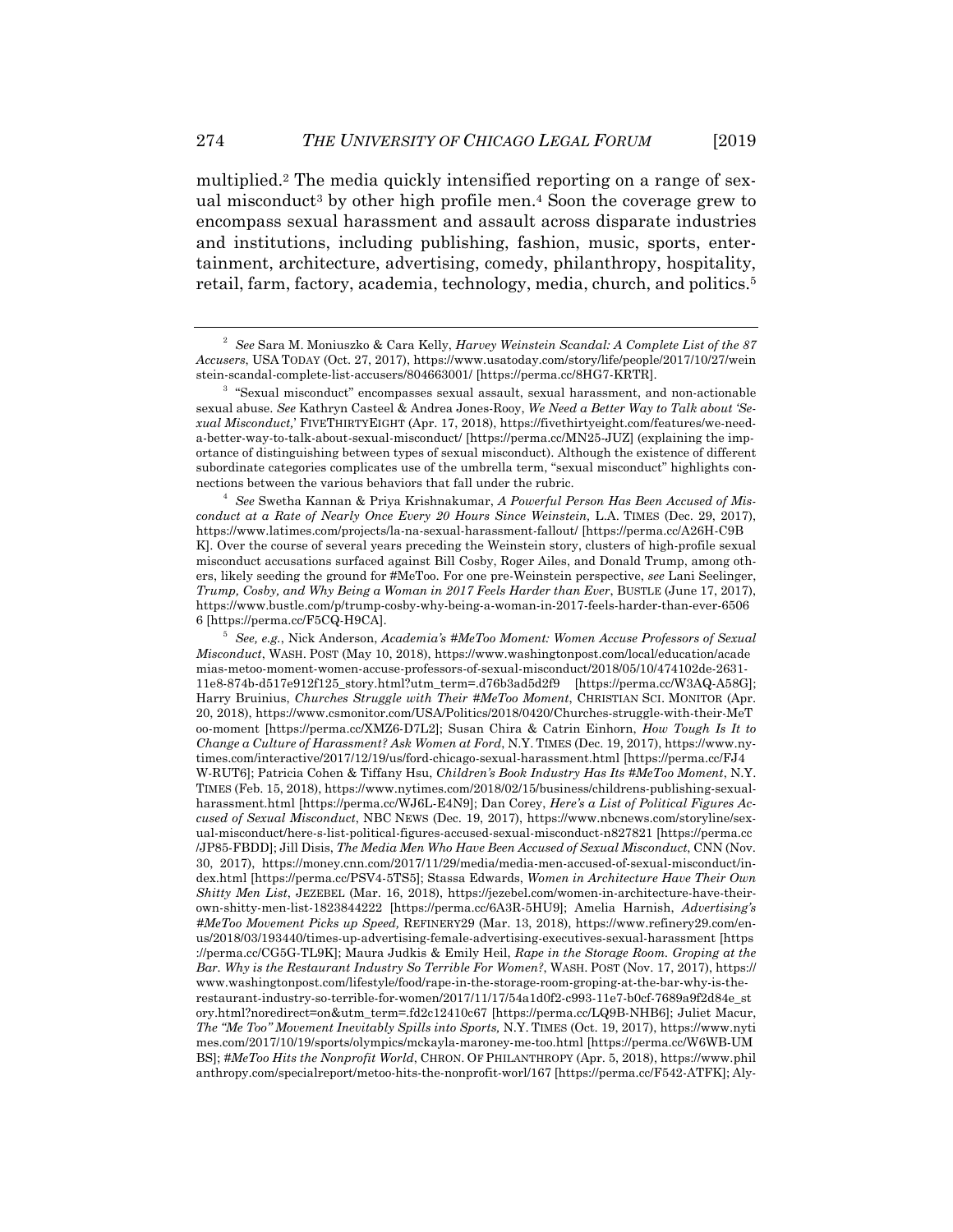multiplied.[2] The media quickly intensified reporting on a range of sexual misconduct[3] by other high profile men.[4] Soon the coverage grew to encompass sexual harassment and assault across disparate industries and institutions, including publishing, fashion, music, sports, entertainment, architecture, advertising, comedy, philanthropy, hospitality, retail, farm, factory, academia, technology, media, church, and politics.[5]

---

[2] *See* Sara M. Moniuszko & Cara Kelly, *Harvey Weinstein Scandal: A Complete List of the 87 Accusers*, USA TODAY (Oct. 27, 2017), https://www.usatoday.com/story/life/people/2017/10/27/weinstein-scandal-complete-list-accusers/804663001/ [https://perma.cc/8HG7-KRTR].

[3] "Sexual misconduct" encompasses sexual assault, sexual harassment, and non-actionable sexual abuse. *See* Kathryn Casteel & Andrea Jones-Rooy, *We Need a Better Way to Talk about 'Sexual Misconduct,'* FIVETHIRTYEIGHT (Apr. 17, 2018), https://fivethirtyeight.com/features/we-need-a-better-way-to-talk-about-sexual-misconduct/ [https://perma.cc/MN25-JUZ] (explaining the importance of distinguishing between types of sexual misconduct). Although the existence of different subordinate categories complicates use of the umbrella term, "sexual misconduct" highlights connections between the various behaviors that fall under the rubric.

[4] *See* Swetha Kannan & Priya Krishnakumar, *A Powerful Person Has Been Accused of Misconduct at a Rate of Nearly Once Every 20 Hours Since Weinstein,* L.A. TIMES (Dec. 29, 2017), https://www.latimes.com/projects/la-na-sexual-harassment-fallout/ [https://perma.cc/A26H-C9BK]. Over the course of several years preceding the Weinstein story, clusters of high-profile sexual misconduct accusations surfaced against Bill Cosby, Roger Ailes, and Donald Trump, among others, likely seeding the ground for #MeToo. For one pre-Weinstein perspective, *see* Lani Seelinger, *Trump, Cosby, and Why Being a Woman in 2017 Feels Harder than Ever*, BUSTLE (June 17, 2017), https://www.bustle.com/p/trump-cosby-why-being-a-woman-in-2017-feels-harder-than-ever-65066 [https://perma.cc/F5CQ-H9CA].

[5] *See, e.g.*, Nick Anderson, *Academia's #MeToo Moment: Women Accuse Professors of Sexual Misconduct*, WASH. POST (May 10, 2018), https://www.washingtonpost.com/local/education/academias-metoo-moment-women-accuse-professors-of-sexual-misconduct/2018/05/10/474102de-2631-11e8-874b-d517e912f125_story.html?utm_term=.d76b3ad5d2f9 [https://perma.cc/W3AQ-A58G]; Harry Bruinius, *Churches Struggle with Their #MeToo Moment*, CHRISTIAN SCI. MONITOR (Apr. 20, 2018), https://www.csmonitor.com/USA/Politics/2018/0420/Churches-struggle-with-their-MeToo-moment [https://perma.cc/XMZ6-D7L2]; Susan Chira & Catrin Einhorn, *How Tough Is It to Change a Culture of Harassment? Ask Women at Ford*, N.Y. TIMES (Dec. 19, 2017), https://www.nytimes.com/interactive/2017/12/19/us/ford-chicago-sexual-harassment.html [https://perma.cc/FJ4W-RUT6]; Patricia Cohen & Tiffany Hsu, *Children's Book Industry Has Its #MeToo Moment*, N.Y. TIMES (Feb. 15, 2018), https://www.nytimes.com/2018/02/15/business/childrens-publishing-sexual-harassment.html [https://perma.cc/WJ6L-E4N9]; Dan Corey, *Here's a List of Political Figures Accused of Sexual Misconduct*, NBC NEWS (Dec. 19, 2017), https://www.nbcnews.com/storyline/sexual-misconduct/here-s-list-political-figures-accused-sexual-misconduct-n827821 [https://perma.cc/JP85-FBDD]; Jill Disis, *The Media Men Who Have Been Accused of Sexual Misconduct*, CNN (Nov. 30, 2017), https://money.cnn.com/2017/11/29/media/media-men-accused-of-sexual-misconduct/index.html [https://perma.cc/PSV4-5TS5]; Stassa Edwards, *Women in Architecture Have Their Own Shitty Men List*, JEZEBEL (Mar. 16, 2018), https://jezebel.com/women-in-architecture-have-their-own-shitty-men-list-1823844222 [https://perma.cc/6A3R-5HU9]; Amelia Harnish, *Advertising's #MeToo Movement Picks up Speed,* REFINERY29 (Mar. 13, 2018), https://www.refinery29.com/en-us/2018/03/193440/times-up-advertising-female-advertising-executives-sexual-harassment [https://perma.cc/CG5G-TL9K]; Maura Judkis & Emily Heil, *Rape in the Storage Room. Groping at the Bar. Why is the Restaurant Industry So Terrible For Women?*, WASH. POST (Nov. 17, 2017), https://www.washingtonpost.com/lifestyle/food/rape-in-the-storage-room-groping-at-the-bar-why-is-the-restaurant-industry-so-terrible-for-women/2017/11/17/54a1d0f2-c993-11e7-b0cf-7689a9f2d84e_story.html?noredirect=on&utm_term=.fd2c12410c67 [https://perma.cc/LQ9B-NHB6]; Juliet Macur, *The "Me Too" Movement Inevitably Spills into Sports,* N.Y. TIMES (Oct. 19, 2017), https://www.nytimes.com/2017/10/19/sports/olympics/mckayla-maroney-me-too.html [https://perma.cc/W6WB-UMBS]; *#MeToo Hits the Nonprofit World*, CHRON. OF PHILANTHROPY (Apr. 5, 2018), https://www.philanthropy.com/specialreport/metoo-hits-the-nonprofit-worl/167 [https://perma.cc/F542-ATFK]; Aly-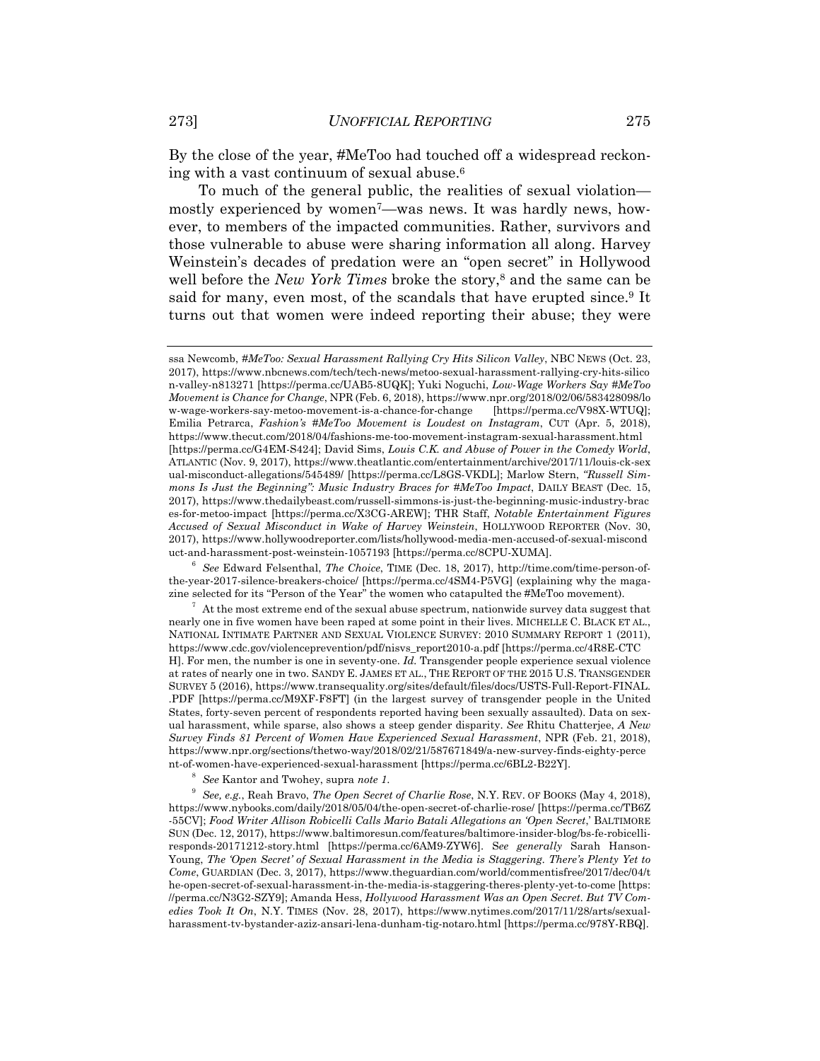By the close of the year, #MeToo had touched off a widespread reckoning with a vast continuum of sexual abuse.[6]

To much of the general public, the realities of sexual violation—mostly experienced by women[7]—was news. It was hardly news, however, to members of the impacted communities. Rather, survivors and those vulnerable to abuse were sharing information all along. Harvey Weinstein's decades of predation were an "open secret" in Hollywood well before the *New York Times* broke the story,[8] and the same can be said for many, even most, of the scandals that have erupted since.[9] It turns out that women were indeed reporting their abuse; they were

---

ssa Newcomb, *#MeToo: Sexual Harassment Rallying Cry Hits Silicon Valley*, NBC NEWS (Oct. 23, 2017), https://www.nbcnews.com/tech/tech-news/metoo-sexual-harassment-rallying-cry-hits-silicon-valley-n813271 [https://perma.cc/UAB5-8UQK]; Yuki Noguchi, *Low-Wage Workers Say #MeToo Movement is Chance for Change*, NPR (Feb. 6, 2018), https://www.npr.org/2018/02/06/583428098/low-wage-workers-say-metoo-movement-is-a-chance-for-change [https://perma.cc/V98X-WTUQ]; Emilia Petrarca, *Fashion's #MeToo Movement is Loudest on Instagram*, CUT (Apr. 5, 2018), https://www.thecut.com/2018/04/fashions-me-too-movement-instagram-sexual-harassment.html [https://perma.cc/G4EM-S424]; David Sims, *Louis C.K. and Abuse of Power in the Comedy World*, ATLANTIC (Nov. 9, 2017), https://www.theatlantic.com/entertainment/archive/2017/11/louis-ck-sexual-misconduct-allegations/545489/ [https://perma.cc/L8GS-VKDL]; Marlow Stern, *"Russell Simmons Is Just the Beginning": Music Industry Braces for #MeToo Impact*, DAILY BEAST (Dec. 15, 2017), https://www.thedailybeast.com/russell-simmons-is-just-the-beginning-music-industry-braces-for-metoo-impact [https://perma.cc/X3CG-AREW]; THR Staff, *Notable Entertainment Figures Accused of Sexual Misconduct in Wake of Harvey Weinstein*, HOLLYWOOD REPORTER (Nov. 30, 2017), https://www.hollywoodreporter.com/lists/hollywood-media-men-accused-of-sexual-misconduct-and-harassment-post-weinstein-1057193 [https://perma.cc/8CPU-XUMA].

[6] *See* Edward Felsenthal, *The Choice*, TIME (Dec. 18, 2017), http://time.com/time-person-of-the-year-2017-silence-breakers-choice/ [https://perma.cc/4SM4-P5VG] (explaining why the magazine selected for its "Person of the Year" the women who catapulted the #MeToo movement).

[7] At the most extreme end of the sexual abuse spectrum, nationwide survey data suggest that nearly one in five women have been raped at some point in their lives. MICHELLE C. BLACK ET AL., NATIONAL INTIMATE PARTNER AND SEXUAL VIOLENCE SURVEY: 2010 SUMMARY REPORT 1 (2011), https://www.cdc.gov/violenceprevention/pdf/nisvs_report2010-a.pdf [https://perma.cc/4R8E-CTCH]. For men, the number is one in seventy-one. *Id.* Transgender people experience sexual violence at rates of nearly one in two. SANDY E. JAMES ET AL., THE REPORT OF THE 2015 U.S. TRANSGENDER SURVEY 5 (2016), https://www.transequality.org/sites/default/files/docs/USTS-Full-Report-FINAL.PDF [https://perma.cc/M9XF-F8FT] (in the largest survey of transgender people in the United States, forty-seven percent of respondents reported having been sexually assaulted). Data on sexual harassment, while sparse, also shows a steep gender disparity. *See* Rhitu Chatterjee, *A New Survey Finds 81 Percent of Women Have Experienced Sexual Harassment*, NPR (Feb. 21, 2018), https://www.npr.org/sections/thetwo-way/2018/02/21/587671849/a-new-survey-finds-eighty-percent-of-women-have-experienced-sexual-harassment [https://perma.cc/6BL2-B22Y].

[8] *See* Kantor and Twohey, supra *note 1*.

[9] *See, e.g.*, Reah Bravo, *The Open Secret of Charlie Rose*, N.Y. REV. OF BOOKS (May 4, 2018), https://www.nybooks.com/daily/2018/05/04/the-open-secret-of-charlie-rose/ [https://perma.cc/TB6Z-55CV]; *Food Writer Allison Robicelli Calls Mario Batali Allegations an 'Open Secret*,' BALTIMORE SUN (Dec. 12, 2017), https://www.baltimoresun.com/features/baltimore-insider-blog/bs-fe-robicelli-responds-20171212-story.html [https://perma.cc/6AM9-ZYW6]. S*ee generally* Sarah Hanson-Young, *The 'Open Secret' of Sexual Harassment in the Media is Staggering. There's Plenty Yet to Come*, GUARDIAN (Dec. 3, 2017), https://www.theguardian.com/world/commentisfree/2017/dec/04/the-open-secret-of-sexual-harassment-in-the-media-is-staggering-theres-plenty-yet-to-come [https://perma.cc/N3G2-SZY9]; Amanda Hess, *Hollywood Harassment Was an Open Secret. But TV Comedies Took It On*, N.Y. TIMES (Nov. 28, 2017), https://www.nytimes.com/2017/11/28/arts/sexual-harassment-tv-bystander-aziz-ansari-lena-dunham-tig-notaro.html [https://perma.cc/978Y-RBQ].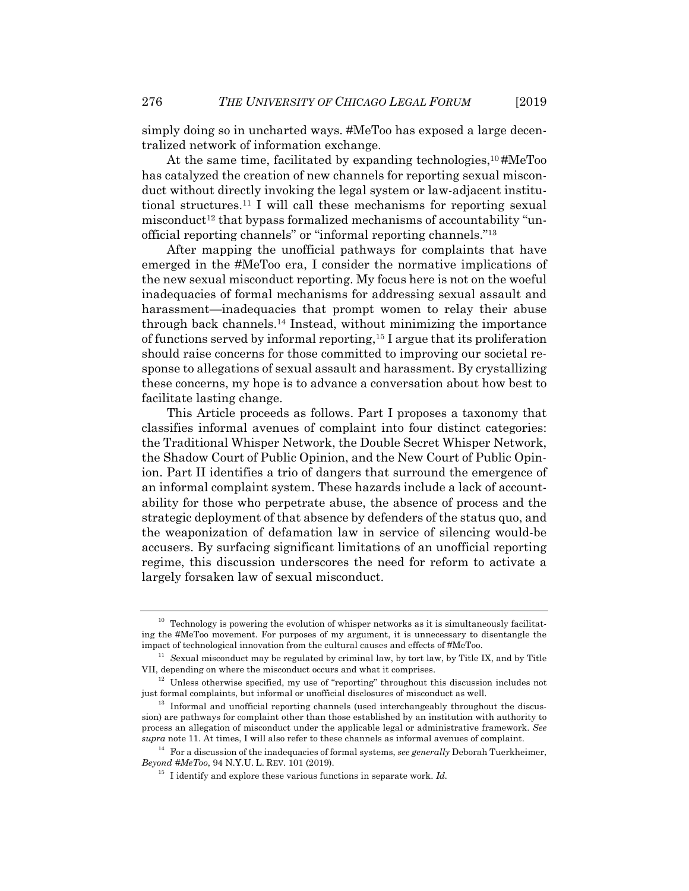simply doing so in uncharted ways. #MeToo has exposed a large decentralized network of information exchange.

At the same time, facilitated by expanding technologies,[10] #MeToo has catalyzed the creation of new channels for reporting sexual misconduct without directly invoking the legal system or law-adjacent institutional structures.[11] I will call these mechanisms for reporting sexual misconduct[12] that bypass formalized mechanisms of accountability "unofficial reporting channels" or "informal reporting channels."[13]

After mapping the unofficial pathways for complaints that have emerged in the #MeToo era, I consider the normative implications of the new sexual misconduct reporting. My focus here is not on the woeful inadequacies of formal mechanisms for addressing sexual assault and harassment—inadequacies that prompt women to relay their abuse through back channels.[14] Instead, without minimizing the importance of functions served by informal reporting,[15] I argue that its proliferation should raise concerns for those committed to improving our societal response to allegations of sexual assault and harassment. By crystallizing these concerns, my hope is to advance a conversation about how best to facilitate lasting change.

This Article proceeds as follows. Part I proposes a taxonomy that classifies informal avenues of complaint into four distinct categories: the Traditional Whisper Network, the Double Secret Whisper Network, the Shadow Court of Public Opinion, and the New Court of Public Opinion. Part II identifies a trio of dangers that surround the emergence of an informal complaint system. These hazards include a lack of accountability for those who perpetrate abuse, the absence of process and the strategic deployment of that absence by defenders of the status quo, and the weaponization of defamation law in service of silencing would-be accusers. By surfacing significant limitations of an unofficial reporting regime, this discussion underscores the need for reform to activate a largely forsaken law of sexual misconduct.

---

[10] Technology is powering the evolution of whisper networks as it is simultaneously facilitating the #MeToo movement. For purposes of my argument, it is unnecessary to disentangle the impact of technological innovation from the cultural causes and effects of #MeToo.

[11] Sexual misconduct may be regulated by criminal law, by tort law, by Title IX, and by Title VII, depending on where the misconduct occurs and what it comprises.

[12] Unless otherwise specified, my use of "reporting" throughout this discussion includes not just formal complaints, but informal or unofficial disclosures of misconduct as well.

[13] Informal and unofficial reporting channels (used interchangeably throughout the discussion) are pathways for complaint other than those established by an institution with authority to process an allegation of misconduct under the applicable legal or administrative framework. *See supra* note 11. At times, I will also refer to these channels as informal avenues of complaint.

[14] For a discussion of the inadequacies of formal systems, *see generally* Deborah Tuerkheimer, *Beyond #MeToo*, 94 N.Y.U. L. REV. 101 (2019).

[15] I identify and explore these various functions in separate work. *Id.*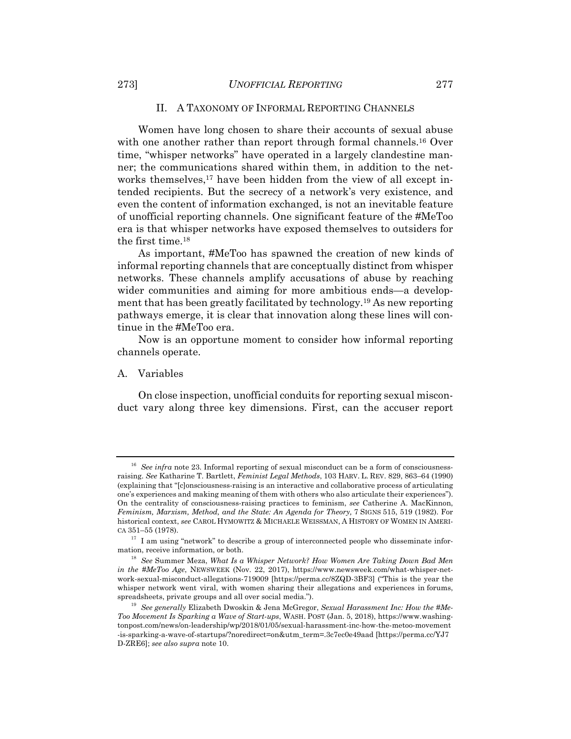## II. A TAXONOMY OF INFORMAL REPORTING CHANNELS

Women have long chosen to share their accounts of sexual abuse with one another rather than report through formal channels.[16] Over time, "whisper networks" have operated in a largely clandestine manner; the communications shared within them, in addition to the networks themselves,[17] have been hidden from the view of all except intended recipients. But the secrecy of a network's very existence, and even the content of information exchanged, is not an inevitable feature of unofficial reporting channels. One significant feature of the #MeToo era is that whisper networks have exposed themselves to outsiders for the first time.[18]

As important, #MeToo has spawned the creation of new kinds of informal reporting channels that are conceptually distinct from whisper networks. These channels amplify accusations of abuse by reaching wider communities and aiming for more ambitious ends—a development that has been greatly facilitated by technology.[19] As new reporting pathways emerge, it is clear that innovation along these lines will continue in the #MeToo era.

Now is an opportune moment to consider how informal reporting channels operate.

### A. Variables

On close inspection, unofficial conduits for reporting sexual misconduct vary along three key dimensions. First, can the accuser report

---

[16] *See infra* note 23. Informal reporting of sexual misconduct can be a form of consciousness-raising. *See* Katharine T. Bartlett, *Feminist Legal Methods*, 103 HARV. L. REV. 829, 863–64 (1990) (explaining that "[c]onsciousness-raising is an interactive and collaborative process of articulating one's experiences and making meaning of them with others who also articulate their experiences"). On the centrality of consciousness-raising practices to feminism, *see* Catherine A. MacKinnon, *Feminism, Marxism, Method, and the State: An Agenda for Theory,* 7 SIGNS 515, 519 (1982). For historical context, *see* CAROL HYMOWITZ & MICHAELE WEISSMAN, A HISTORY OF WOMEN IN AMERICA 351–55 (1978).

[17] I am using "network" to describe a group of interconnected people who disseminate information, receive information, or both.

[18] *See* Summer Meza, *What Is a Whisper Network? How Women Are Taking Down Bad Men in the #MeToo Age*, NEWSWEEK (Nov. 22, 2017), https://www.newsweek.com/what-whisper-network-sexual-misconduct-allegations-719009 [https://perma.cc/8ZQD-3BF3] ("This is the year the whisper network went viral, with women sharing their allegations and experiences in forums, spreadsheets, private groups and all over social media.").

[19] *See generally* Elizabeth Dwoskin & Jena McGregor, *Sexual Harassment Inc: How the #MeToo Movement Is Sparking a Wave of Start-ups*, WASH. POST (Jan. 5, 2018), https://www.washingtonpost.com/news/on-leadership/wp/2018/01/05/sexual-harassment-inc-how-the-metoo-movement-is-sparking-a-wave-of-startups/?noredirect=on&utm_term=.3c7ec0e49aad [https://perma.cc/YJ7D-ZRE6]; *see also supra* note 10.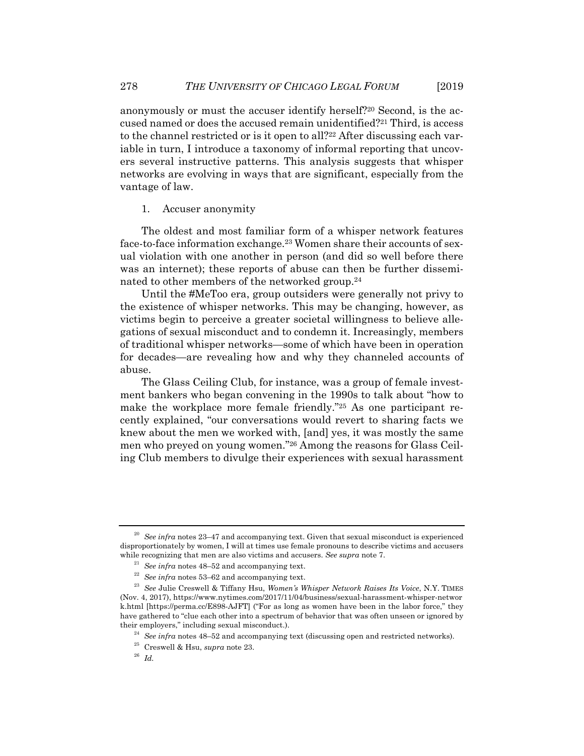anonymously or must the accuser identify herself?[20] Second, is the accused named or does the accused remain unidentified?[21] Third, is access to the channel restricted or is it open to all?[22] After discussing each variable in turn, I introduce a taxonomy of informal reporting that uncovers several instructive patterns. This analysis suggests that whisper networks are evolving in ways that are significant, especially from the vantage of law.

1. Accuser anonymity

The oldest and most familiar form of a whisper network features face-to-face information exchange.[23] Women share their accounts of sexual violation with one another in person (and did so well before there was an internet); these reports of abuse can then be further disseminated to other members of the networked group.[24]

Until the #MeToo era, group outsiders were generally not privy to the existence of whisper networks. This may be changing, however, as victims begin to perceive a greater societal willingness to believe allegations of sexual misconduct and to condemn it. Increasingly, members of traditional whisper networks—some of which have been in operation for decades—are revealing how and why they channeled accounts of abuse.

The Glass Ceiling Club, for instance, was a group of female investment bankers who began convening in the 1990s to talk about "how to make the workplace more female friendly."[25] As one participant recently explained, "our conversations would revert to sharing facts we knew about the men we worked with, [and] yes, it was mostly the same men who preyed on young women."[26] Among the reasons for Glass Ceiling Club members to divulge their experiences with sexual harassment

---

[20] *See infra* notes 23–47 and accompanying text. Given that sexual misconduct is experienced disproportionately by women, I will at times use female pronouns to describe victims and accusers while recognizing that men are also victims and accusers. *See supra* note 7.

[21] *See infra* notes 48–52 and accompanying text.

[22] *See infra* notes 53–62 and accompanying text.

[23] *See* Julie Creswell & Tiffany Hsu, *Women's Whisper Network Raises Its Voice*, N.Y. TIMES (Nov. 4, 2017), https://www.nytimes.com/2017/11/04/business/sexual-harassment-whisper-network.html [https://perma.cc/E898-AJFT] ("For as long as women have been in the labor force," they have gathered to "clue each other into a spectrum of behavior that was often unseen or ignored by their employers," including sexual misconduct.).

[24] *See infra* notes 48–52 and accompanying text (discussing open and restricted networks).

[25] Creswell & Hsu, *supra* note 23.

[26] *Id.*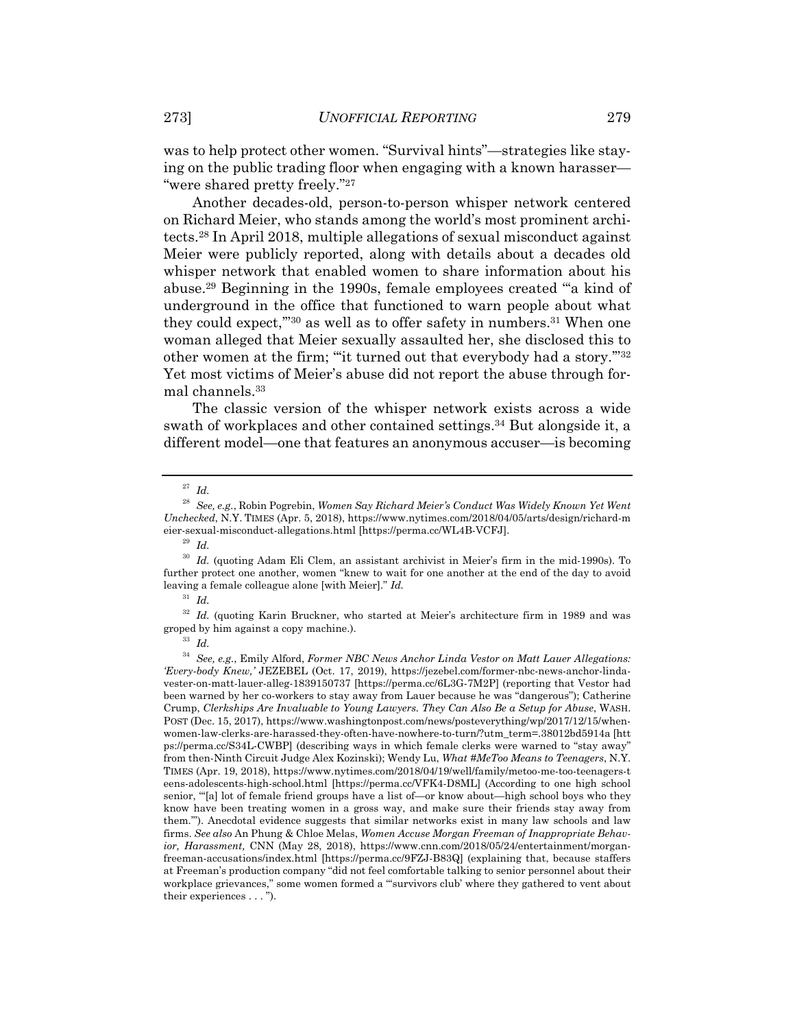was to help protect other women. "Survival hints"—strategies like staying on the public trading floor when engaging with a known harasser—"were shared pretty freely."[27]

Another decades-old, person-to-person whisper network centered on Richard Meier, who stands among the world's most prominent architects.[28] In April 2018, multiple allegations of sexual misconduct against Meier were publicly reported, along with details about a decades old whisper network that enabled women to share information about his abuse.[29] Beginning in the 1990s, female employees created "'a kind of underground in the office that functioned to warn people about what they could expect,'"[30] as well as to offer safety in numbers.[31] When one woman alleged that Meier sexually assaulted her, she disclosed this to other women at the firm; "'it turned out that everybody had a story.'"[32] Yet most victims of Meier's abuse did not report the abuse through formal channels.[33]

The classic version of the whisper network exists across a wide swath of workplaces and other contained settings.[34] But alongside it, a different model—one that features an anonymous accuser—is becoming

---

[27] *Id.*

[28] *See, e.g.*, Robin Pogrebin, *Women Say Richard Meier's Conduct Was Widely Known Yet Went Unchecked*, N.Y. TIMES (Apr. 5, 2018), https://www.nytimes.com/2018/04/05/arts/design/richard-meier-sexual-misconduct-allegations.html [https://perma.cc/WL4B-VCFJ].

[29] *Id.*

[30] *Id.* (quoting Adam Eli Clem, an assistant archivist in Meier's firm in the mid-1990s). To further protect one another, women "knew to wait for one another at the end of the day to avoid leaving a female colleague alone [with Meier]." *Id.*

[31] *Id.*

[32] *Id.* (quoting Karin Bruckner, who started at Meier's architecture firm in 1989 and was groped by him against a copy machine.).

[33] *Id.*

[34] *See, e.g.*, Emily Alford, *Former NBC News Anchor Linda Vestor on Matt Lauer Allegations: 'Every-body Knew,'* JEZEBEL (Oct. 17, 2019), https://jezebel.com/former-nbc-news-anchor-linda-vester-on-matt-lauer-alleg-1839150737 [https://perma.cc/6L3G-7M2P] (reporting that Vestor had been warned by her co-workers to stay away from Lauer because he was "dangerous"); Catherine Crump, *Clerkships Are Invaluable to Young Lawyers. They Can Also Be a Setup for Abuse*, WASH. POST (Dec. 15, 2017), https://www.washingtonpost.com/news/posteverything/wp/2017/12/15/when-women-law-clerks-are-harassed-they-often-have-nowhere-to-turn/?utm_term=.38012bd5914a [https://perma.cc/S34L-CWBP] (describing ways in which female clerks were warned to "stay away" from then-Ninth Circuit Judge Alex Kozinski); Wendy Lu, *What #MeToo Means to Teenagers*, N.Y. TIMES (Apr. 19, 2018), https://www.nytimes.com/2018/04/19/well/family/metoo-me-too-teenagers-teens-adolescents-high-school.html [https://perma.cc/VFK4-D8ML] (According to one high school senior, "'[a] lot of female friend groups have a list of—or know about—high school boys who they know have been treating women in a gross way, and make sure their friends stay away from them.'"). Anecdotal evidence suggests that similar networks exist in many law schools and law firms. *See also* An Phung & Chloe Melas, *Women Accuse Morgan Freeman of Inappropriate Behavior, Harassment,* CNN (May 28, 2018), https://www.cnn.com/2018/05/24/entertainment/morgan-freeman-accusations/index.html [https://perma.cc/9FZJ-B83Q] (explaining that, because staffers at Freeman's production company "did not feel comfortable talking to senior personnel about their workplace grievances," some women formed a "'survivors club' where they gathered to vent about their experiences . . . ").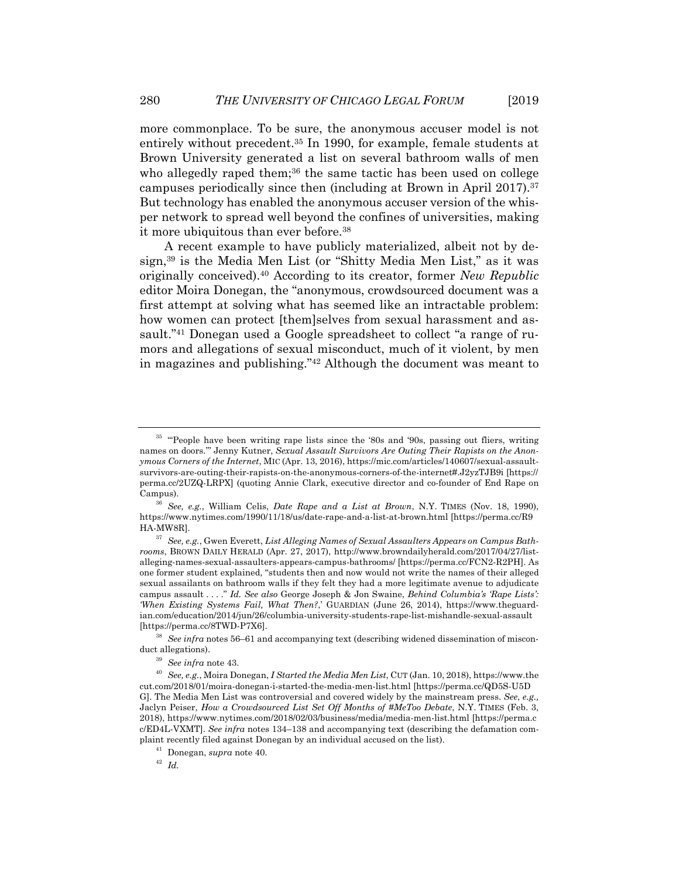more commonplace. To be sure, the anonymous accuser model is not entirely without precedent.[35] In 1990, for example, female students at Brown University generated a list on several bathroom walls of men who allegedly raped them;[36] the same tactic has been used on college campuses periodically since then (including at Brown in April 2017).[37] But technology has enabled the anonymous accuser version of the whisper network to spread well beyond the confines of universities, making it more ubiquitous than ever before.[38]

A recent example to have publicly materialized, albeit not by design,[39] is the Media Men List (or "Shitty Media Men List," as it was originally conceived).[40] According to its creator, former *New Republic* editor Moira Donegan, the "anonymous, crowdsourced document was a first attempt at solving what has seemed like an intractable problem: how women can protect [them]selves from sexual harassment and assault."[41] Donegan used a Google spreadsheet to collect "a range of rumors and allegations of sexual misconduct, much of it violent, by men in magazines and publishing."[42] Although the document was meant to

---

[35] "'People have been writing rape lists since the '80s and '90s, passing out fliers, writing names on doors.'" Jenny Kutner, *Sexual Assault Survivors Are Outing Their Rapists on the Anonymous Corners of the Internet*, MIC (Apr. 13, 2016), https://mic.com/articles/140607/sexual-assault-survivors-are-outing-their-rapists-on-the-anonymous-corners-of-the-internet#.J2yzTJB9i [https://perma.cc/2UZQ-LRPX] (quoting Annie Clark, executive director and co-founder of End Rape on Campus).

[36] *See, e.g.*, William Celis, *Date Rape and a List at Brown*, N.Y. TIMES (Nov. 18, 1990), https://www.nytimes.com/1990/11/18/us/date-rape-and-a-list-at-brown.html [https://perma.cc/R9HA-MW8R].

[37] *See, e.g.*, Gwen Everett, *List Alleging Names of Sexual Assaulters Appears on Campus Bathrooms*, BROWN DAILY HERALD (Apr. 27, 2017), http://www.browndailyherald.com/2017/04/27/list-alleging-names-sexual-assaulters-appears-campus-bathrooms/ [https://perma.cc/FCN2-R2PH]. As one former student explained, "students then and now would not write the names of their alleged sexual assailants on bathroom walls if they felt they had a more legitimate avenue to adjudicate campus assault . . . ." *Id. See also* George Joseph & Jon Swaine, *Behind Columbia's 'Rape Lists': 'When Existing Systems Fail, What Then?*,' GUARDIAN (June 26, 2014), https://www.theguardian.com/education/2014/jun/26/columbia-university-students-rape-list-mishandle-sexual-assault [https://perma.cc/8TWD-P7X6].

[38] *See infra* notes 56–61 and accompanying text (describing widened dissemination of misconduct allegations).

[39] *See infra* note 43.

[40] *See, e.g.*, Moira Donegan, *I Started the Media Men List*, CUT (Jan. 10, 2018), https://www.thecut.com/2018/01/moira-donegan-i-started-the-media-men-list.html [https://perma.cc/QD5S-U5DG]. The Media Men List was controversial and covered widely by the mainstream press. *See, e.g.,* Jaclyn Peiser, *How a Crowdsourced List Set Off Months of #MeToo Debate*, N.Y. TIMES (Feb. 3, 2018), https://www.nytimes.com/2018/02/03/business/media/media-men-list.html [https://perma.cc/ED4L-VXMT]. *See infra* notes 134–138 and accompanying text (describing the defamation complaint recently filed against Donegan by an individual accused on the list).

[41] Donegan, *supra* note 40.

[42] *Id.*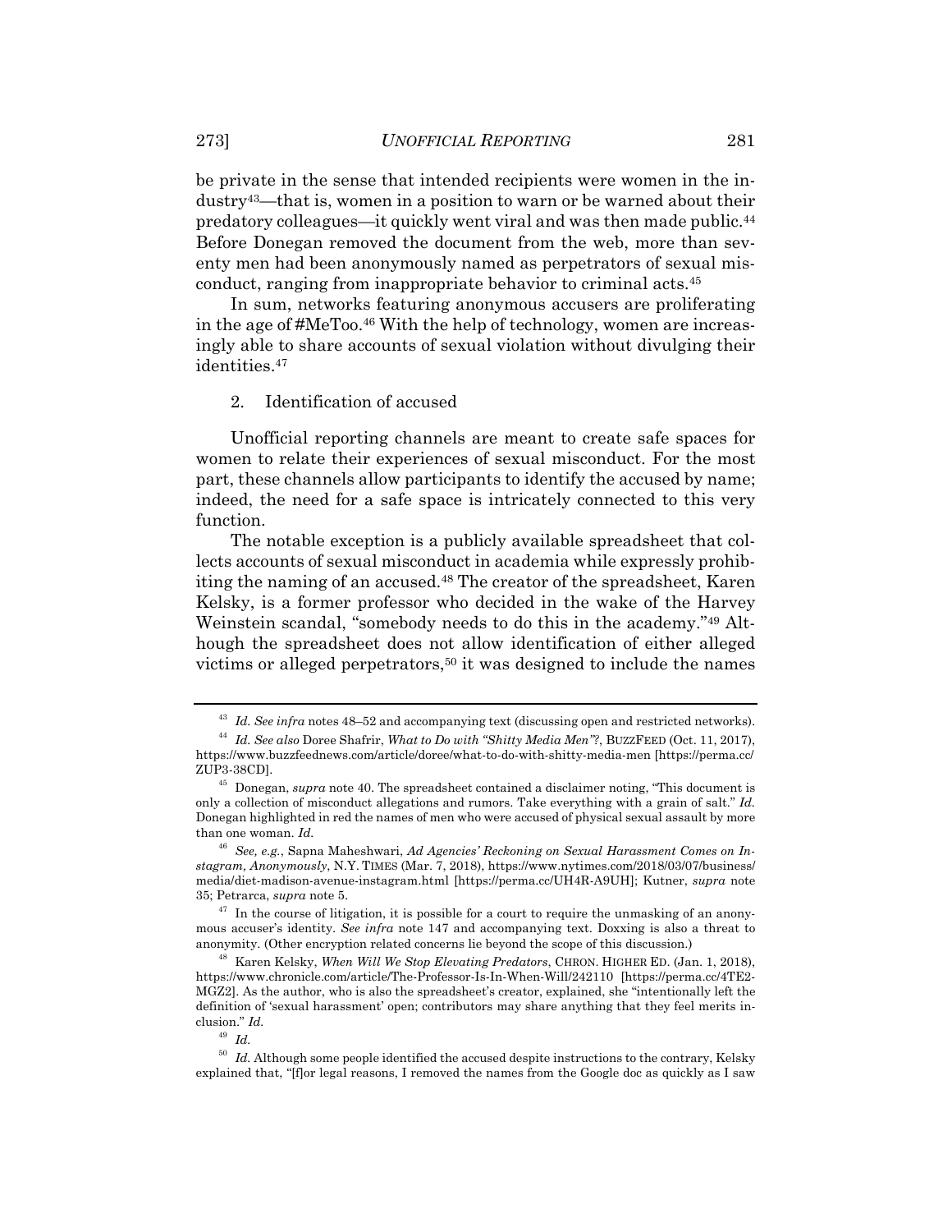be private in the sense that intended recipients were women in the industry[43]—that is, women in a position to warn or be warned about their predatory colleagues—it quickly went viral and was then made public.[44] Before Donegan removed the document from the web, more than seventy men had been anonymously named as perpetrators of sexual misconduct, ranging from inappropriate behavior to criminal acts.[45]

In sum, networks featuring anonymous accusers are proliferating in the age of #MeToo.[46] With the help of technology, women are increasingly able to share accounts of sexual violation without divulging their identities.[47]

2. Identification of accused

Unofficial reporting channels are meant to create safe spaces for women to relate their experiences of sexual misconduct. For the most part, these channels allow participants to identify the accused by name; indeed, the need for a safe space is intricately connected to this very function.

The notable exception is a publicly available spreadsheet that collects accounts of sexual misconduct in academia while expressly prohibiting the naming of an accused.[48] The creator of the spreadsheet, Karen Kelsky, is a former professor who decided in the wake of the Harvey Weinstein scandal, "somebody needs to do this in the academy."[49] Although the spreadsheet does not allow identification of either alleged victims or alleged perpetrators,[50] it was designed to include the names

---

[43] *Id. See infra* notes 48–52 and accompanying text (discussing open and restricted networks).

[44] *Id. See also* Doree Shafrir, *What to Do with "Shitty Media Men"?*, BUZZFEED (Oct. 11, 2017), https://www.buzzfeednews.com/article/doree/what-to-do-with-shitty-media-men [https://perma.cc/ZUP3-38CD].

[45] Donegan, *supra* note 40. The spreadsheet contained a disclaimer noting, "This document is only a collection of misconduct allegations and rumors. Take everything with a grain of salt." *Id.* Donegan highlighted in red the names of men who were accused of physical sexual assault by more than one woman. *Id.*

[46] *See, e.g.*, Sapna Maheshwari, *Ad Agencies' Reckoning on Sexual Harassment Comes on Instagram, Anonymously*, N.Y. TIMES (Mar. 7, 2018), https://www.nytimes.com/2018/03/07/business/media/diet-madison-avenue-instagram.html [https://perma.cc/UH4R-A9UH]; Kutner, *supra* note 35; Petrarca, *supra* note 5.

[47] In the course of litigation, it is possible for a court to require the unmasking of an anonymous accuser's identity. *See infra* note 147 and accompanying text. Doxxing is also a threat to anonymity. (Other encryption related concerns lie beyond the scope of this discussion.)

[48] Karen Kelsky, *When Will We Stop Elevating Predators*, CHRON. HIGHER ED. (Jan. 1, 2018), https://www.chronicle.com/article/The-Professor-Is-In-When-Will/242110 [https://perma.cc/4TE2-MGZ2]. As the author, who is also the spreadsheet's creator, explained, she "intentionally left the definition of 'sexual harassment' open; contributors may share anything that they feel merits inclusion." *Id.*

[49] *Id.*

[50] *Id.* Although some people identified the accused despite instructions to the contrary, Kelsky explained that, "[f]or legal reasons, I removed the names from the Google doc as quickly as I saw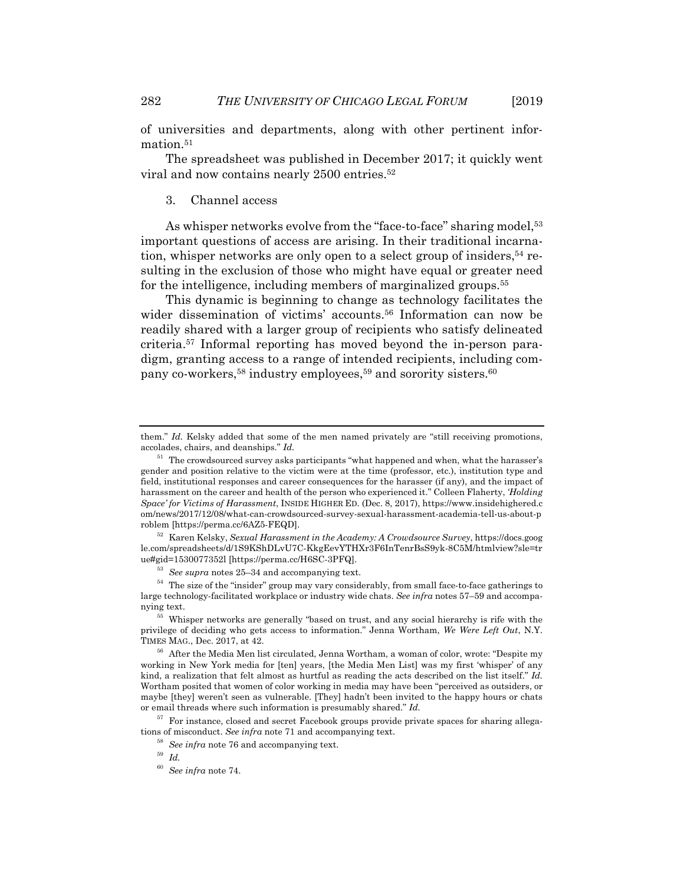of universities and departments, along with other pertinent information.[51]

The spreadsheet was published in December 2017; it quickly went viral and now contains nearly 2500 entries.[52]

3. Channel access

As whisper networks evolve from the "face-to-face" sharing model,[53] important questions of access are arising. In their traditional incarnation, whisper networks are only open to a select group of insiders,[54] resulting in the exclusion of those who might have equal or greater need for the intelligence, including members of marginalized groups.[55]

This dynamic is beginning to change as technology facilitates the wider dissemination of victims' accounts.[56] Information can now be readily shared with a larger group of recipients who satisfy delineated criteria.[57] Informal reporting has moved beyond the in-person paradigm, granting access to a range of intended recipients, including company co-workers,[58] industry employees,[59] and sorority sisters.[60]

---

them." *Id.* Kelsky added that some of the men named privately are "still receiving promotions, accolades, chairs, and deanships." *Id.*

[51] The crowdsourced survey asks participants "what happened and when, what the harasser's gender and position relative to the victim were at the time (professor, etc.), institution type and field, institutional responses and career consequences for the harasser (if any), and the impact of harassment on the career and health of the person who experienced it." Colleen Flaherty, *'Holding Space' for Victims of Harassment*, INSIDE HIGHER ED. (Dec. 8, 2017), https://www.insidehighered.com/news/2017/12/08/what-can-crowdsourced-survey-sexual-harassment-academia-tell-us-about-problem [https://perma.cc/6AZ5-FEQD].

[52] Karen Kelsky, *Sexual Harassment in the Academy: A Crowdsource Survey*, https://docs.google.com/spreadsheets/d/1S9KShDLvU7C-KkgEevYTHXr3F6InTenrBsS9yk-8C5M/htmlview?sle=true#gid=1530077352l [https://perma.cc/H6SC-3PFQ].

[53] *See supra* notes 25–34 and accompanying text.

[54] The size of the "insider" group may vary considerably, from small face-to-face gatherings to large technology-facilitated workplace or industry wide chats. *See infra* notes 57–59 and accompanying text.

[55] Whisper networks are generally "based on trust, and any social hierarchy is rife with the privilege of deciding who gets access to information." Jenna Wortham, *We Were Left Out*, N.Y. TIMES MAG., Dec. 2017, at 42.

[56] After the Media Men list circulated, Jenna Wortham, a woman of color, wrote: "Despite my working in New York media for [ten] years, [the Media Men List] was my first 'whisper' of any kind, a realization that felt almost as hurtful as reading the acts described on the list itself." *Id.* Wortham posited that women of color working in media may have been "perceived as outsiders, or maybe [they] weren't seen as vulnerable. [They] hadn't been invited to the happy hours or chats or email threads where such information is presumably shared." *Id.*

[57] For instance, closed and secret Facebook groups provide private spaces for sharing allegations of misconduct. *See infra* note 71 and accompanying text.

[58] *See infra* note 76 and accompanying text.

[59] *Id.*

[60] *See infra* note 74.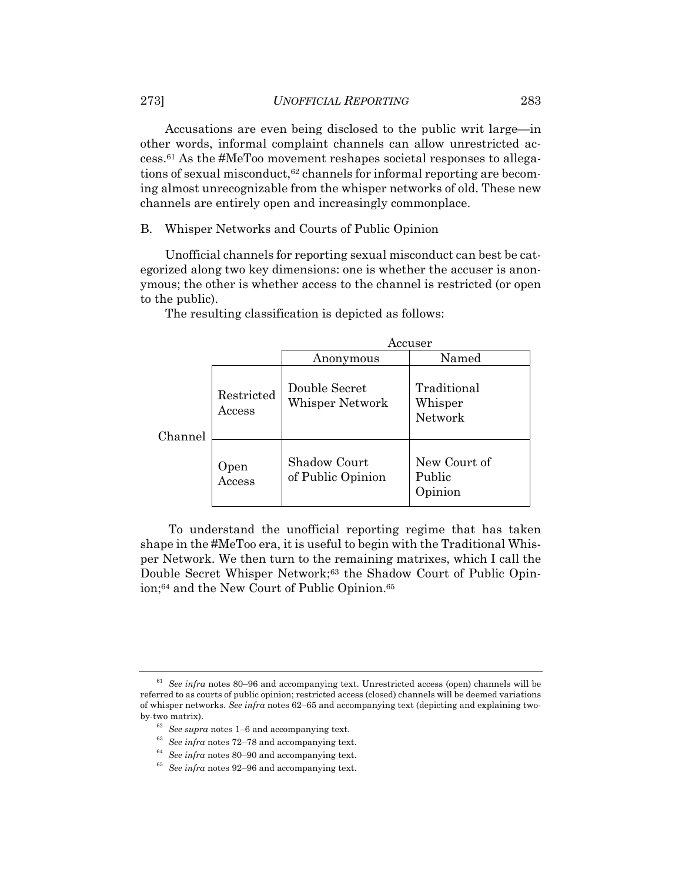Accusations are even being disclosed to the public writ large—in other words, informal complaint channels can allow unrestricted access.[61] As the #MeToo movement reshapes societal responses to allegations of sexual misconduct,[62] channels for informal reporting are becoming almost unrecognizable from the whisper networks of old. These new channels are entirely open and increasingly commonplace.

## B. Whisper Networks and Courts of Public Opinion

Unofficial channels for reporting sexual misconduct can best be categorized along two key dimensions: one is whether the accuser is anonymous; the other is whether access to the channel is restricted (or open to the public).

The resulting classification is depicted as follows:

| | | Accuser | |
|---|---|---|---|
| | | Anonymous | Named |
| Channel | Restricted Access | Double Secret Whisper Network | Traditional Whisper Network |
| | Open Access | Shadow Court of Public Opinion | New Court of Public Opinion |

To understand the unofficial reporting regime that has taken shape in the #MeToo era, it is useful to begin with the Traditional Whisper Network. We then turn to the remaining matrixes, which I call the Double Secret Whisper Network;[63] the Shadow Court of Public Opinion;[64] and the New Court of Public Opinion.[65]

---

[61] *See infra* notes 80–96 and accompanying text. Unrestricted access (open) channels will be referred to as courts of public opinion; restricted access (closed) channels will be deemed variations of whisper networks. *See infra* notes 62–65 and accompanying text (depicting and explaining two-by-two matrix).

[62] *See supra* notes 1–6 and accompanying text.

[63] *See infra* notes 72–78 and accompanying text.

[64] *See infra* notes 80–90 and accompanying text.

[65] *See infra* notes 92–96 and accompanying text.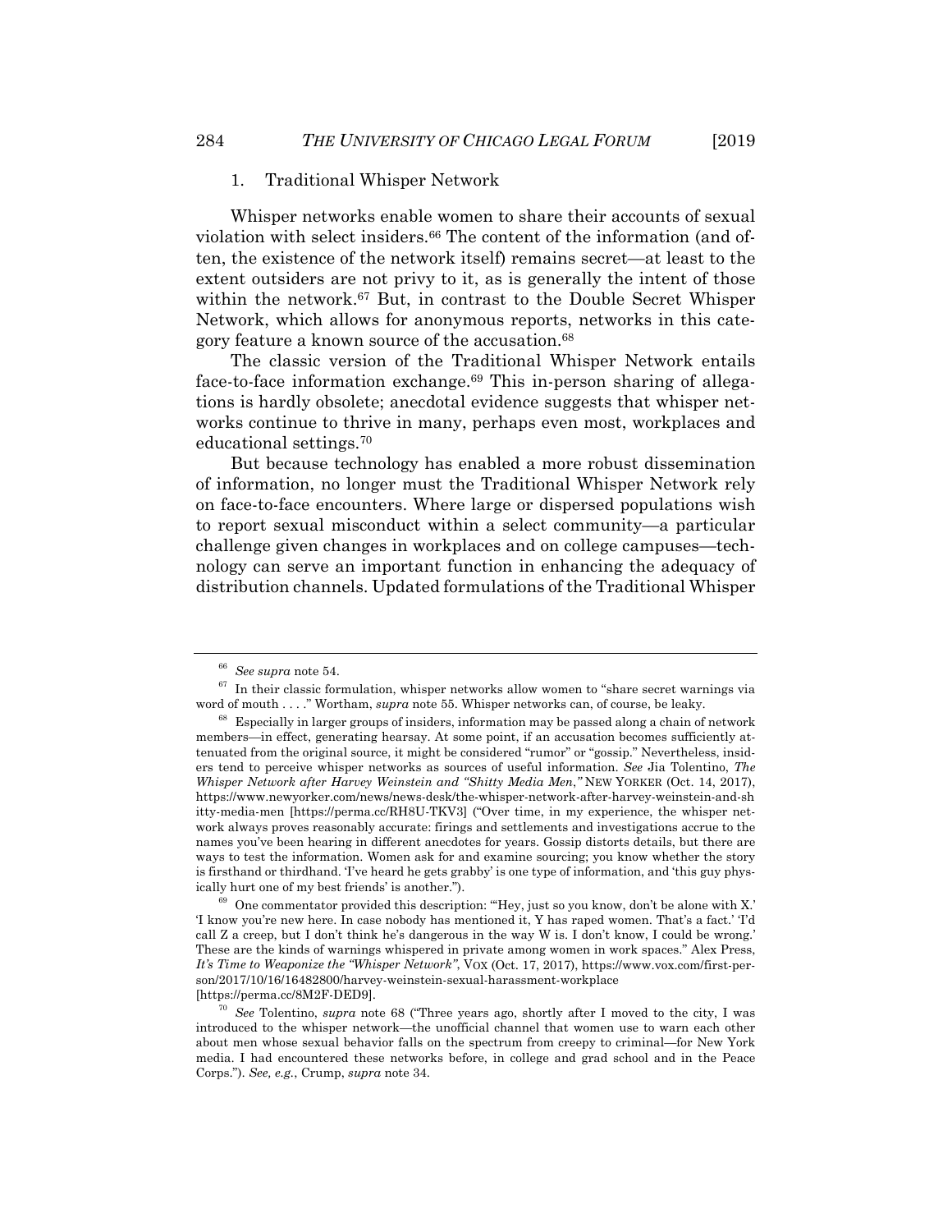### 1. Traditional Whisper Network

Whisper networks enable women to share their accounts of sexual violation with select insiders.[66] The content of the information (and often, the existence of the network itself) remains secret—at least to the extent outsiders are not privy to it, as is generally the intent of those within the network.[67] But, in contrast to the Double Secret Whisper Network, which allows for anonymous reports, networks in this category feature a known source of the accusation.[68]

The classic version of the Traditional Whisper Network entails face-to-face information exchange.[69] This in-person sharing of allegations is hardly obsolete; anecdotal evidence suggests that whisper networks continue to thrive in many, perhaps even most, workplaces and educational settings.[70]

But because technology has enabled a more robust dissemination of information, no longer must the Traditional Whisper Network rely on face-to-face encounters. Where large or dispersed populations wish to report sexual misconduct within a select community—a particular challenge given changes in workplaces and on college campuses—technology can serve an important function in enhancing the adequacy of distribution channels. Updated formulations of the Traditional Whisper

---

[66] *See supra* note 54.

[67] In their classic formulation, whisper networks allow women to "share secret warnings via word of mouth . . . ." Wortham, *supra* note 55. Whisper networks can, of course, be leaky.

[68] Especially in larger groups of insiders, information may be passed along a chain of network members—in effect, generating hearsay. At some point, if an accusation becomes sufficiently attenuated from the original source, it might be considered "rumor" or "gossip." Nevertheless, insiders tend to perceive whisper networks as sources of useful information. *See* Jia Tolentino, *The Whisper Network after Harvey Weinstein and "Shitty Media Men*,*"* NEW YORKER (Oct. 14, 2017), https://www.newyorker.com/news/news-desk/the-whisper-network-after-harvey-weinstein-and-shitty-media-men [https://perma.cc/RH8U-TKV3] ("Over time, in my experience, the whisper network always proves reasonably accurate: firings and settlements and investigations accrue to the names you've been hearing in different anecdotes for years. Gossip distorts details, but there are ways to test the information. Women ask for and examine sourcing; you know whether the story is firsthand or thirdhand. 'I've heard he gets grabby' is one type of information, and 'this guy physically hurt one of my best friends' is another.").

[69] One commentator provided this description: "'Hey, just so you know, don't be alone with X.' 'I know you're new here. In case nobody has mentioned it, Y has raped women. That's a fact.' 'I'd call Z a creep, but I don't think he's dangerous in the way W is. I don't know, I could be wrong.' These are the kinds of warnings whispered in private among women in work spaces." Alex Press, *It's Time to Weaponize the "Whisper Network"*, VOX (Oct. 17, 2017), https://www.vox.com/first-person/2017/10/16/16482800/harvey-weinstein-sexual-harassment-workplace [https://perma.cc/8M2F-DED9].

[70] *See* Tolentino, *supra* note 68 ("Three years ago, shortly after I moved to the city, I was introduced to the whisper network—the unofficial channel that women use to warn each other about men whose sexual behavior falls on the spectrum from creepy to criminal—for New York media. I had encountered these networks before, in college and grad school and in the Peace Corps."). *See, e.g.*, Crump, *supra* note 34.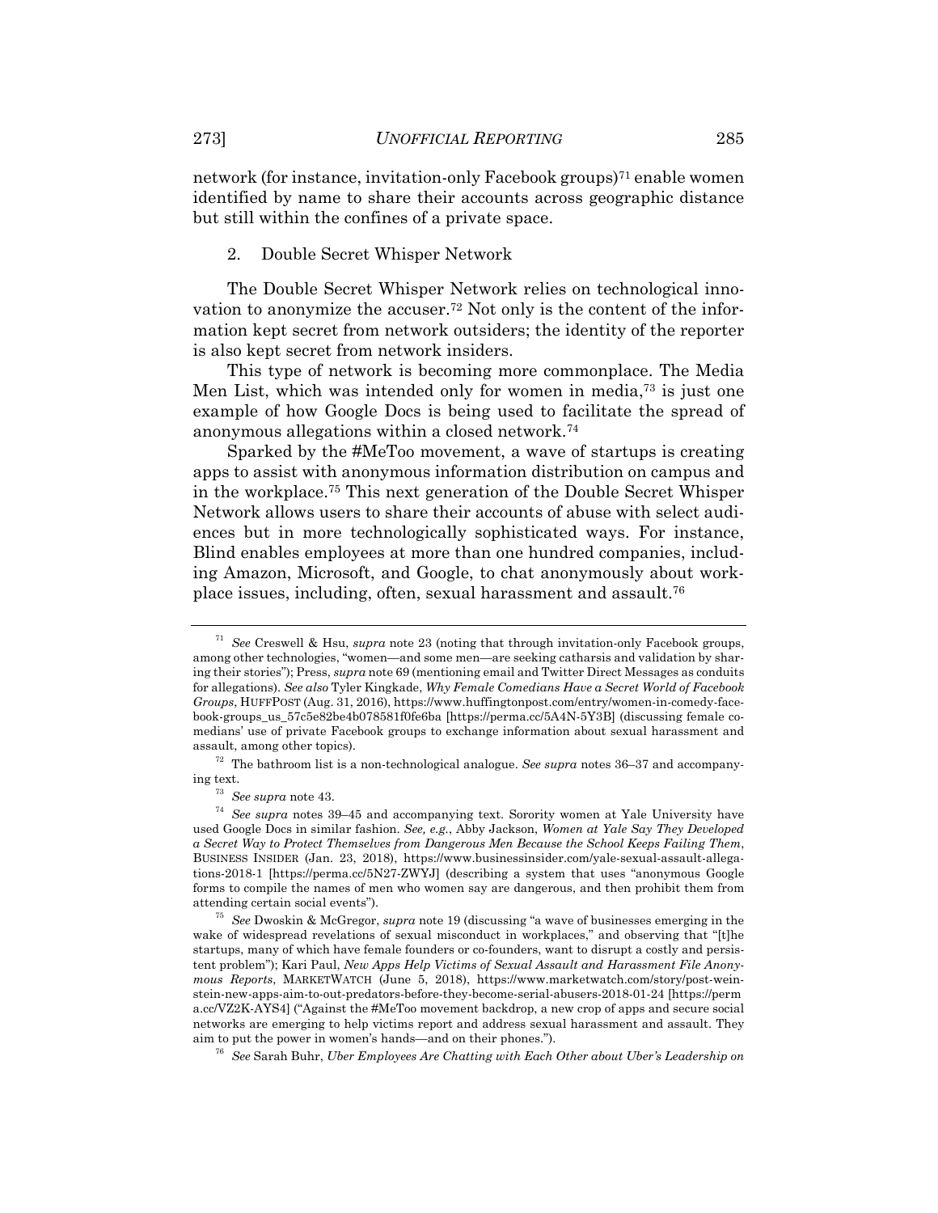network (for instance, invitation-only Facebook groups)[71] enable women identified by name to share their accounts across geographic distance but still within the confines of a private space.

### 2. Double Secret Whisper Network

The Double Secret Whisper Network relies on technological innovation to anonymize the accuser.[72] Not only is the content of the information kept secret from network outsiders; the identity of the reporter is also kept secret from network insiders.

This type of network is becoming more commonplace. The Media Men List, which was intended only for women in media,[73] is just one example of how Google Docs is being used to facilitate the spread of anonymous allegations within a closed network.[74]

Sparked by the #MeToo movement, a wave of startups is creating apps to assist with anonymous information distribution on campus and in the workplace.[75] This next generation of the Double Secret Whisper Network allows users to share their accounts of abuse with select audiences but in more technologically sophisticated ways. For instance, Blind enables employees at more than one hundred companies, including Amazon, Microsoft, and Google, to chat anonymously about workplace issues, including, often, sexual harassment and assault.[76]

---

[71] *See* Creswell & Hsu, *supra* note 23 (noting that through invitation-only Facebook groups, among other technologies, "women—and some men—are seeking catharsis and validation by sharing their stories"); Press, *supra* note 69 (mentioning email and Twitter Direct Messages as conduits for allegations). *See also* Tyler Kingkade, *Why Female Comedians Have a Secret World of Facebook Groups*, HUFFPOST (Aug. 31, 2016), https://www.huffingtonpost.com/entry/women-in-comedy-facebook-groups_us_57c5e82be4b078581f0fe6ba [https://perma.cc/5A4N-5Y3B] (discussing female comedians' use of private Facebook groups to exchange information about sexual harassment and assault, among other topics).

[72] The bathroom list is a non-technological analogue. *See supra* notes 36–37 and accompanying text.

[73] *See supra* note 43.

[74] *See supra* notes 39–45 and accompanying text. Sorority women at Yale University have used Google Docs in similar fashion. *See, e.g.*, Abby Jackson, *Women at Yale Say They Developed a Secret Way to Protect Themselves from Dangerous Men Because the School Keeps Failing Them*, BUSINESS INSIDER (Jan. 23, 2018), https://www.businessinsider.com/yale-sexual-assault-allegations-2018-1 [https://perma.cc/5N27-ZWYJ] (describing a system that uses "anonymous Google forms to compile the names of men who women say are dangerous, and then prohibit them from attending certain social events").

[75] *See* Dwoskin & McGregor, *supra* note 19 (discussing "a wave of businesses emerging in the wake of widespread revelations of sexual misconduct in workplaces," and observing that "[t]he startups, many of which have female founders or co-founders, want to disrupt a costly and persistent problem"); Kari Paul, *New Apps Help Victims of Sexual Assault and Harassment File Anonymous Reports*, MARKETWATCH (June 5, 2018), https://www.marketwatch.com/story/post-weinstein-new-apps-aim-to-out-predators-before-they-become-serial-abusers-2018-01-24 [https://perma.cc/VZ2K-AYS4] ("Against the #MeToo movement backdrop, a new crop of apps and secure social networks are emerging to help victims report and address sexual harassment and assault. They aim to put the power in women's hands—and on their phones.").

[76] *See* Sarah Buhr, *Uber Employees Are Chatting with Each Other about Uber's Leadership on*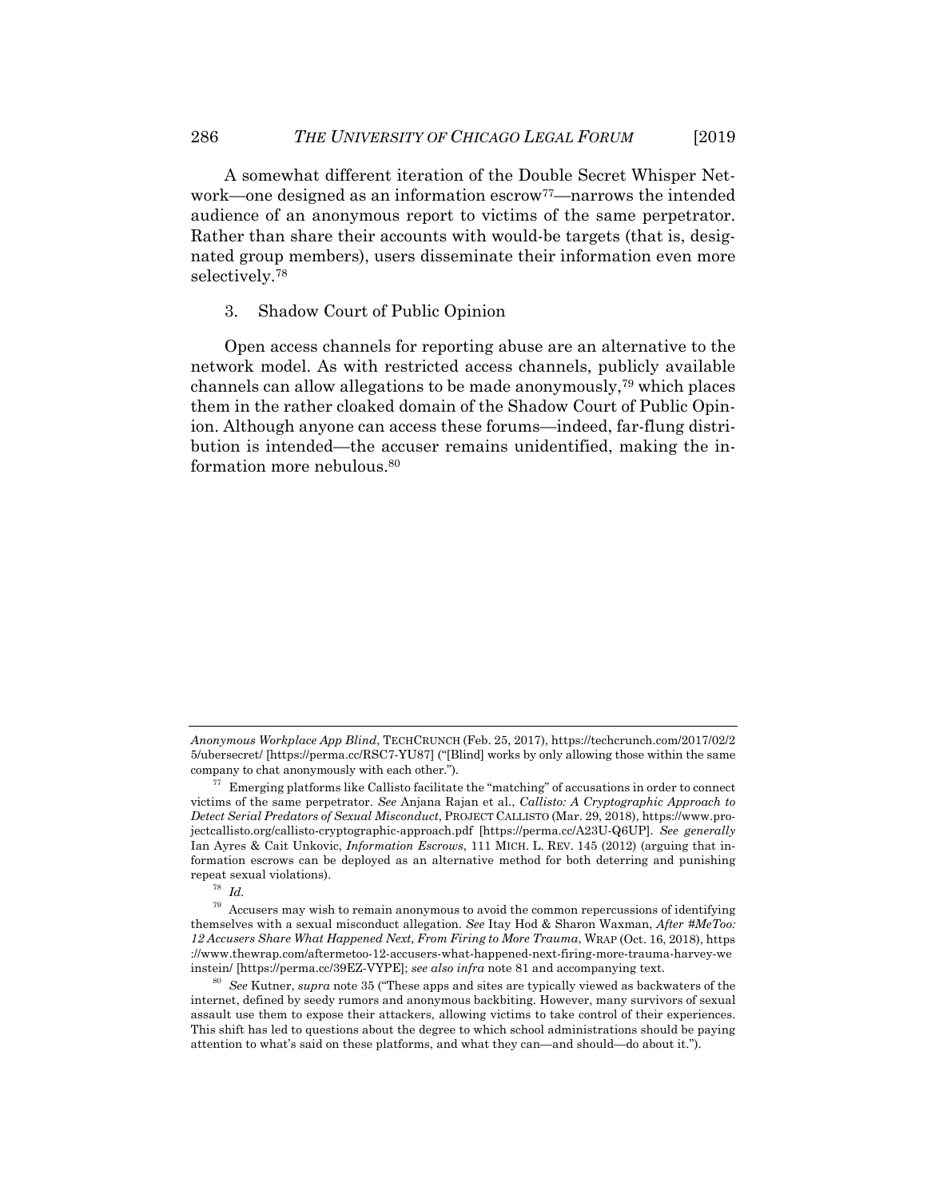A somewhat different iteration of the Double Secret Whisper Network—one designed as an information escrow[77]—narrows the intended audience of an anonymous report to victims of the same perpetrator. Rather than share their accounts with would-be targets (that is, designated group members), users disseminate their information even more selectively.[78]

### 3. Shadow Court of Public Opinion

Open access channels for reporting abuse are an alternative to the network model. As with restricted access channels, publicly available channels can allow allegations to be made anonymously,[79] which places them in the rather cloaked domain of the Shadow Court of Public Opinion. Although anyone can access these forums—indeed, far-flung distribution is intended—the accuser remains unidentified, making the information more nebulous.[80]

---

*Anonymous Workplace App Blind*, TECHCRUNCH (Feb. 25, 2017), https://techcrunch.com/2017/02/25/ubersecret/ [https://perma.cc/RSC7-YU87] ("[Blind] works by only allowing those within the same company to chat anonymously with each other.").

[77] Emerging platforms like Callisto facilitate the "matching" of accusations in order to connect victims of the same perpetrator. *See* Anjana Rajan et al., *Callisto: A Cryptographic Approach to Detect Serial Predators of Sexual Misconduct*, PROJECT CALLISTO (Mar. 29, 2018), https://www.projectcallisto.org/callisto-cryptographic-approach.pdf [https://perma.cc/A23U-Q6UP]. *See generally* Ian Ayres & Cait Unkovic, *Information Escrows*, 111 MICH. L. REV. 145 (2012) (arguing that information escrows can be deployed as an alternative method for both deterring and punishing repeat sexual violations).

[78] *Id.*

[79] Accusers may wish to remain anonymous to avoid the common repercussions of identifying themselves with a sexual misconduct allegation. *See* Itay Hod & Sharon Waxman, *After #MeToo: 12 Accusers Share What Happened Next, From Firing to More Trauma*, WRAP (Oct. 16, 2018), https://www.thewrap.com/aftermetoo-12-accusers-what-happened-next-firing-more-trauma-harvey-weinstein/ [https://perma.cc/39EZ-VYPE]; *see also infra* note 81 and accompanying text.

[80] *See* Kutner, *supra* note 35 ("These apps and sites are typically viewed as backwaters of the internet, defined by seedy rumors and anonymous backbiting. However, many survivors of sexual assault use them to expose their attackers, allowing victims to take control of their experiences. This shift has led to questions about the degree to which school administrations should be paying attention to what's said on these platforms, and what they can—and should—do about it.").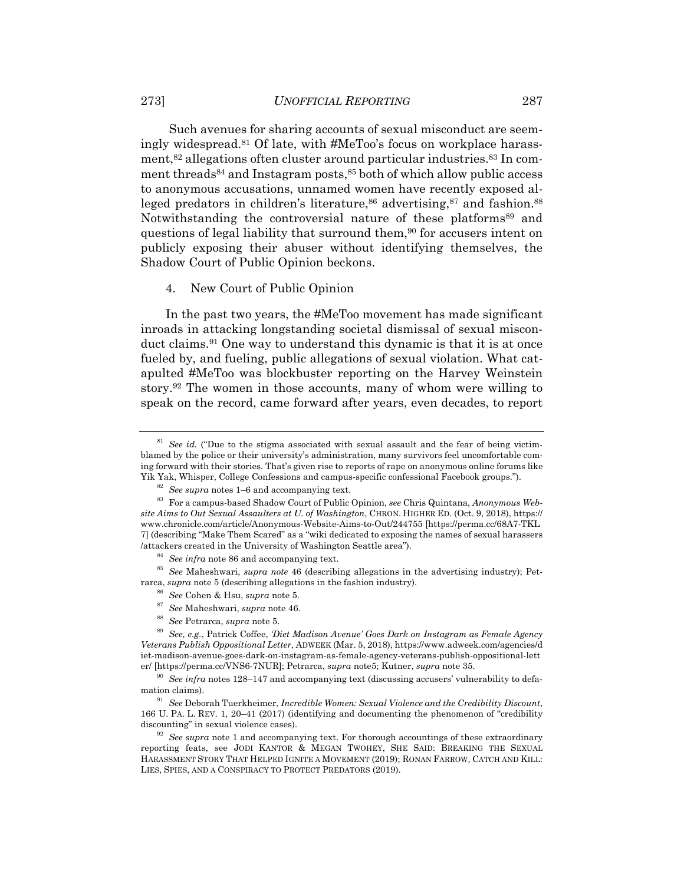Such avenues for sharing accounts of sexual misconduct are seemingly widespread.[81] Of late, with #MeToo's focus on workplace harassment,[82] allegations often cluster around particular industries.[83] In comment threads[84] and Instagram posts,[85] both of which allow public access to anonymous accusations, unnamed women have recently exposed alleged predators in children's literature,[86] advertising,[87] and fashion.[88] Notwithstanding the controversial nature of these platforms[89] and questions of legal liability that surround them,[90] for accusers intent on publicly exposing their abuser without identifying themselves, the Shadow Court of Public Opinion beckons.

4. New Court of Public Opinion

In the past two years, the #MeToo movement has made significant inroads in attacking longstanding societal dismissal of sexual misconduct claims.[91] One way to understand this dynamic is that it is at once fueled by, and fueling, public allegations of sexual violation. What catapulted #MeToo was blockbuster reporting on the Harvey Weinstein story.[92] The women in those accounts, many of whom were willing to speak on the record, came forward after years, even decades, to report

---

[81] *See id.* ("Due to the stigma associated with sexual assault and the fear of being victim-blamed by the police or their university's administration, many survivors feel uncomfortable coming forward with their stories. That's given rise to reports of rape on anonymous online forums like Yik Yak, Whisper, College Confessions and campus-specific confessional Facebook groups.").

[82] *See supra* notes 1–6 and accompanying text.

[83] For a campus-based Shadow Court of Public Opinion, *see* Chris Quintana, *Anonymous Website Aims to Out Sexual Assaulters at U. of Washington*, CHRON. HIGHER ED. (Oct. 9, 2018), https://www.chronicle.com/article/Anonymous-Website-Aims-to-Out/244755 [https://perma.cc/68A7-TKL7] (describing "Make Them Scared" as a "wiki dedicated to exposing the names of sexual harassers /attackers created in the University of Washington Seattle area").

[84] *See infra* note 86 and accompanying text.

[85] *See* Maheshwari, *supra note* 46 (describing allegations in the advertising industry); Petrarca, *supra* note 5 (describing allegations in the fashion industry).

[86] *See* Cohen & Hsu, *supra* note 5.

[87] *See* Maheshwari, *supra* note 46.

[88] *See* Petrarca, *supra* note 5.

[89] *See, e.g.*, Patrick Coffee, *'Diet Madison Avenue' Goes Dark on Instagram as Female Agency Veterans Publish Oppositional Letter*, ADWEEK (Mar. 5, 2018), https://www.adweek.com/agencies/diet-madison-avenue-goes-dark-on-instagram-as-female-agency-veterans-publish-oppositional-letter/ [https://perma.cc/VNS6-7NUR]; Petrarca, *supra* note5; Kutner, *supra* note 35.

[90] *See infra* notes 128–147 and accompanying text (discussing accusers' vulnerability to defamation claims).

[91] *See* Deborah Tuerkheimer, *Incredible Women: Sexual Violence and the Credibility Discount*, 166 U. PA. L. REV. 1, 20–41 (2017) (identifying and documenting the phenomenon of "credibility discounting" in sexual violence cases).

[92] *See supra* note 1 and accompanying text. For thorough accountings of these extraordinary reporting feats, see JODI KANTOR & MEGAN TWOHEY, SHE SAID: BREAKING THE SEXUAL HARASSMENT STORY THAT HELPED IGNITE A MOVEMENT (2019); RONAN FARROW, CATCH AND KILL: LIES, SPIES, AND A CONSPIRACY TO PROTECT PREDATORS (2019).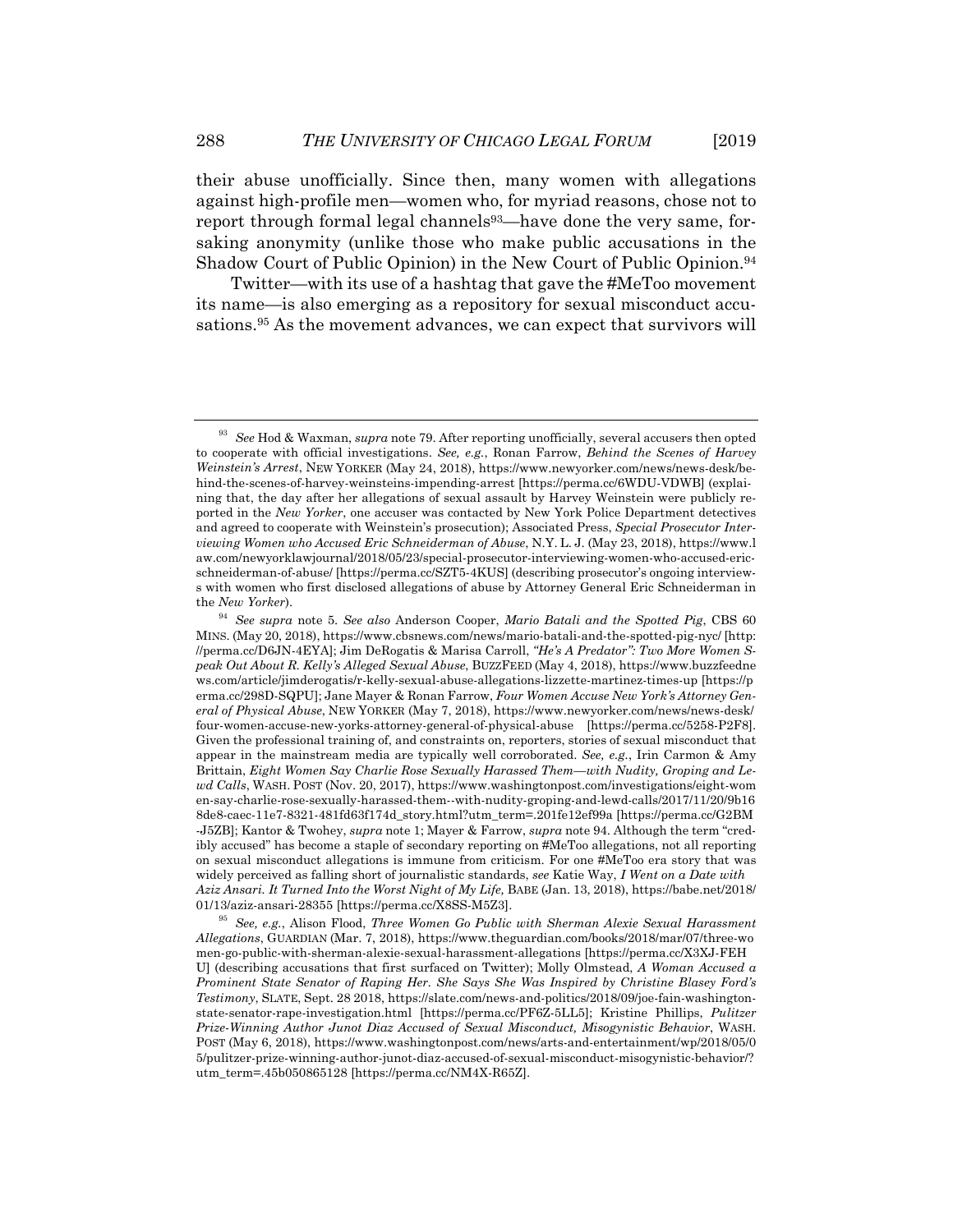their abuse unofficially. Since then, many women with allegations against high-profile men—women who, for myriad reasons, chose not to report through formal legal channels[93]—have done the very same, forsaking anonymity (unlike those who make public accusations in the Shadow Court of Public Opinion) in the New Court of Public Opinion.[94]

Twitter—with its use of a hashtag that gave the #MeToo movement its name—is also emerging as a repository for sexual misconduct accusations.[95] As the movement advances, we can expect that survivors will

---

[93] *See* Hod & Waxman, *supra* note 79. After reporting unofficially, several accusers then opted to cooperate with official investigations. *See, e.g.*, Ronan Farrow, *Behind the Scenes of Harvey Weinstein's Arrest*, NEW YORKER (May 24, 2018), https://www.newyorker.com/news/news-desk/behind-the-scenes-of-harvey-weinsteins-impending-arrest [https://perma.cc/6WDU-VDWB] (explaining that, the day after her allegations of sexual assault by Harvey Weinstein were publicly reported in the *New Yorker*, one accuser was contacted by New York Police Department detectives and agreed to cooperate with Weinstein's prosecution); Associated Press, *Special Prosecutor Interviewing Women who Accused Eric Schneiderman of Abuse*, N.Y. L. J. (May 23, 2018), https://www.law.com/newyorklawjournal/2018/05/23/special-prosecutor-interviewing-women-who-accused-eric-schneiderman-of-abuse/ [https://perma.cc/SZT5-4KUS] (describing prosecutor's ongoing interviews with women who first disclosed allegations of abuse by Attorney General Eric Schneiderman in the *New Yorker*).

[94] *See supra* note 5. *See also* Anderson Cooper, *Mario Batali and the Spotted Pig*, CBS 60 MINS. (May 20, 2018), https://www.cbsnews.com/news/mario-batali-and-the-spotted-pig-nyc/ [http://perma.cc/D6JN-4EYA]; Jim DeRogatis & Marisa Carroll, *"He's A Predator": Two More Women Speak Out About R. Kelly's Alleged Sexual Abuse*, BUZZFEED (May 4, 2018), https://www.buzzfeednews.com/article/jimderogatis/r-kelly-sexual-abuse-allegations-lizzette-martinez-times-up [https://perma.cc/298D-SQPU]; Jane Mayer & Ronan Farrow, *Four Women Accuse New York's Attorney General of Physical Abuse*, NEW YORKER (May 7, 2018), https://www.newyorker.com/news/news-desk/four-women-accuse-new-yorks-attorney-general-of-physical-abuse [https://perma.cc/5258-P2F8]. Given the professional training of, and constraints on, reporters, stories of sexual misconduct that appear in the mainstream media are typically well corroborated. *See, e.g.*, Irin Carmon & Amy Brittain, *Eight Women Say Charlie Rose Sexually Harassed Them—with Nudity, Groping and Lewd Calls*, WASH. POST (Nov. 20, 2017), https://www.washingtonpost.com/investigations/eight-women-say-charlie-rose-sexually-harassed-them--with-nudity-groping-and-lewd-calls/2017/11/20/9b168de8-caec-11e7-8321-481fd63f174d_story.html?utm_term=.201fe12ef99a [https://perma.cc/G2BM-J5ZB]; Kantor & Twohey, *supra* note 1; Mayer & Farrow, *supra* note 94. Although the term "credibly accused" has become a staple of secondary reporting on #MeToo allegations, not all reporting on sexual misconduct allegations is immune from criticism. For one #MeToo era story that was widely perceived as falling short of journalistic standards, *see* Katie Way, *I Went on a Date with Aziz Ansari. It Turned Into the Worst Night of My Life,* BABE (Jan. 13, 2018), https://babe.net/2018/01/13/aziz-ansari-28355 [https://perma.cc/X8SS-M5Z3].

[95] *See, e.g.*, Alison Flood, *Three Women Go Public with Sherman Alexie Sexual Harassment Allegations*, GUARDIAN (Mar. 7, 2018), https://www.theguardian.com/books/2018/mar/07/three-women-go-public-with-sherman-alexie-sexual-harassment-allegations [https://perma.cc/X3XJ-FEHU] (describing accusations that first surfaced on Twitter); Molly Olmstead, *A Woman Accused a Prominent State Senator of Raping Her. She Says She Was Inspired by Christine Blasey Ford's Testimony*, SLATE, Sept. 28 2018, https://slate.com/news-and-politics/2018/09/joe-fain-washington-state-senator-rape-investigation.html [https://perma.cc/PF6Z-5LL5]; Kristine Phillips, *Pulitzer Prize-Winning Author Junot Diaz Accused of Sexual Misconduct, Misogynistic Behavior*, WASH. POST (May 6, 2018), https://www.washingtonpost.com/news/arts-and-entertainment/wp/2018/05/05/pulitzer-prize-winning-author-junot-diaz-accused-of-sexual-misconduct-misogynistic-behavior/?utm_term=.45b050865128 [https://perma.cc/NM4X-R65Z].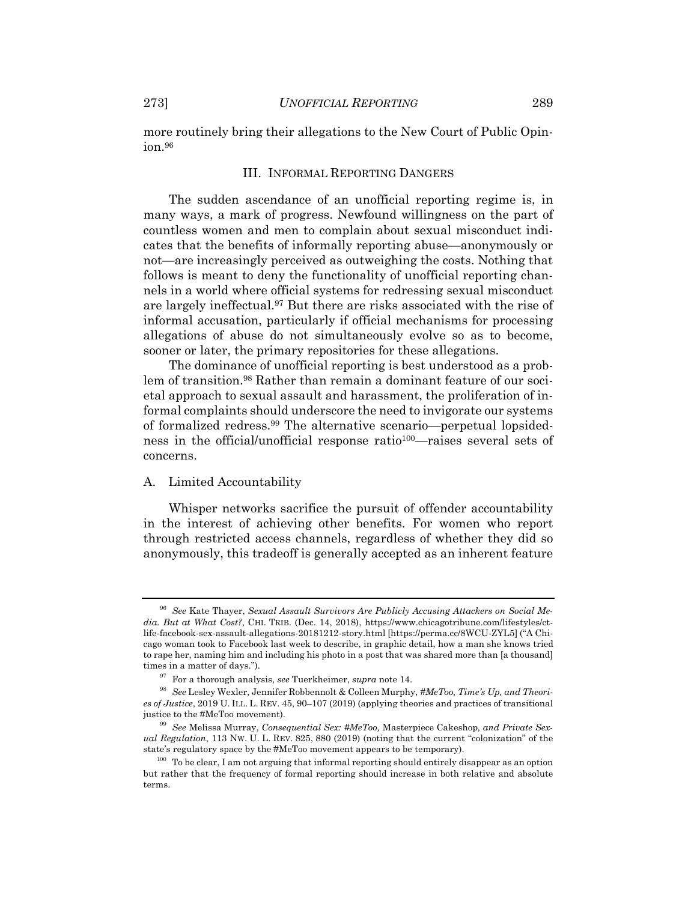more routinely bring their allegations to the New Court of Public Opinion.[96]

## III. INFORMAL REPORTING DANGERS

The sudden ascendance of an unofficial reporting regime is, in many ways, a mark of progress. Newfound willingness on the part of countless women and men to complain about sexual misconduct indicates that the benefits of informally reporting abuse—anonymously or not—are increasingly perceived as outweighing the costs. Nothing that follows is meant to deny the functionality of unofficial reporting channels in a world where official systems for redressing sexual misconduct are largely ineffectual.[97] But there are risks associated with the rise of informal accusation, particularly if official mechanisms for processing allegations of abuse do not simultaneously evolve so as to become, sooner or later, the primary repositories for these allegations.

The dominance of unofficial reporting is best understood as a problem of transition.[98] Rather than remain a dominant feature of our societal approach to sexual assault and harassment, the proliferation of informal complaints should underscore the need to invigorate our systems of formalized redress.[99] The alternative scenario—perpetual lopsidedness in the official/unofficial response ratio[100]—raises several sets of concerns.

### A. Limited Accountability

Whisper networks sacrifice the pursuit of offender accountability in the interest of achieving other benefits. For women who report through restricted access channels, regardless of whether they did so anonymously, this tradeoff is generally accepted as an inherent feature

---

[96] *See* Kate Thayer, *Sexual Assault Survivors Are Publicly Accusing Attackers on Social Media. But at What Cost?*, CHI. TRIB. (Dec. 14, 2018), https://www.chicagotribune.com/lifestyles/ct-life-facebook-sex-assault-allegations-20181212-story.html [https://perma.cc/8WCU-ZYL5] ("A Chicago woman took to Facebook last week to describe, in graphic detail, how a man she knows tried to rape her, naming him and including his photo in a post that was shared more than [a thousand] times in a matter of days.").

[97] For a thorough analysis, *see* Tuerkheimer, *supra* note 14.

[98] *See* Lesley Wexler, Jennifer Robbennolt & Colleen Murphy, *#MeToo, Time's Up, and Theories of Justice*, 2019 U. ILL. L. REV. 45, 90–107 (2019) (applying theories and practices of transitional justice to the #MeToo movement).

[99] *See* Melissa Murray, *Consequential Sex: #MeToo,* Masterpiece Cakeshop*, and Private Sexual Regulation*, 113 NW. U. L. REV. 825, 880 (2019) (noting that the current "colonization" of the state's regulatory space by the #MeToo movement appears to be temporary).

[100] To be clear, I am not arguing that informal reporting should entirely disappear as an option but rather that the frequency of formal reporting should increase in both relative and absolute terms.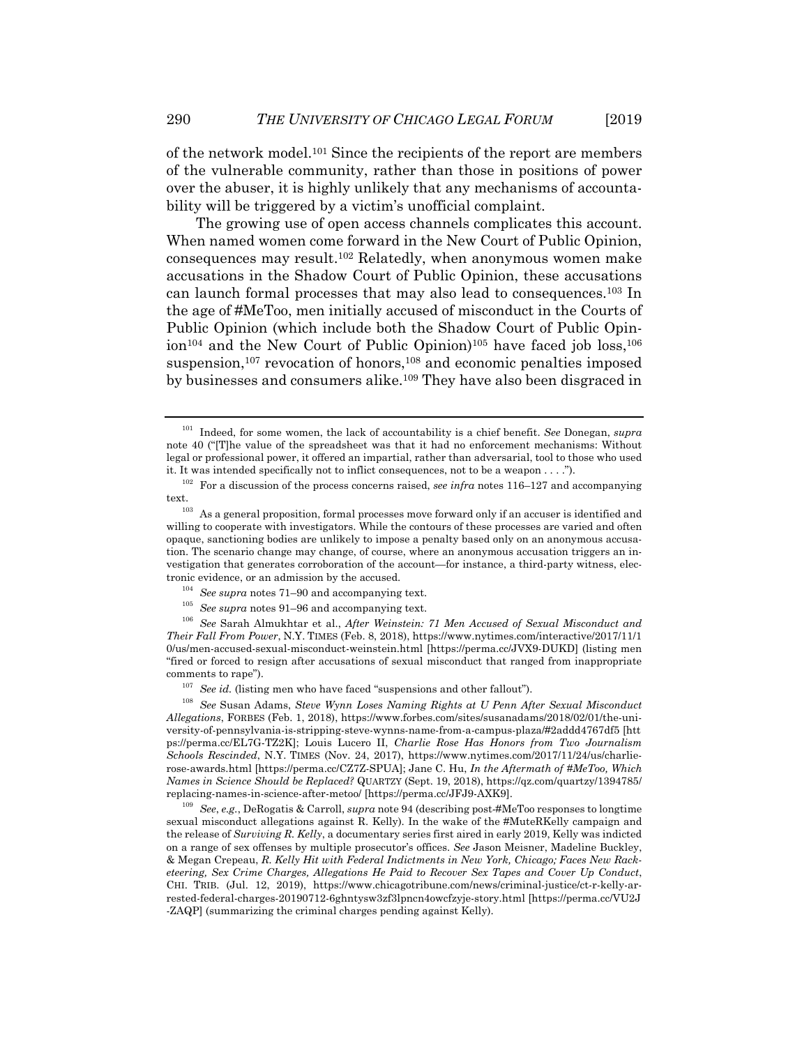of the network model.[101] Since the recipients of the report are members of the vulnerable community, rather than those in positions of power over the abuser, it is highly unlikely that any mechanisms of accountability will be triggered by a victim's unofficial complaint.

The growing use of open access channels complicates this account. When named women come forward in the New Court of Public Opinion, consequences may result.[102] Relatedly, when anonymous women make accusations in the Shadow Court of Public Opinion, these accusations can launch formal processes that may also lead to consequences.[103] In the age of #MeToo, men initially accused of misconduct in the Courts of Public Opinion (which include both the Shadow Court of Public Opinion[104] and the New Court of Public Opinion)[105] have faced job loss,[106] suspension,[107] revocation of honors,[108] and economic penalties imposed by businesses and consumers alike.[109] They have also been disgraced in

---

[101] Indeed, for some women, the lack of accountability is a chief benefit. *See* Donegan, *supra* note 40 ("[T]he value of the spreadsheet was that it had no enforcement mechanisms: Without legal or professional power, it offered an impartial, rather than adversarial, tool to those who used it. It was intended specifically not to inflict consequences, not to be a weapon . . . .").

[102] For a discussion of the process concerns raised, *see infra* notes 116–127 and accompanying text.

[103] As a general proposition, formal processes move forward only if an accuser is identified and willing to cooperate with investigators. While the contours of these processes are varied and often opaque, sanctioning bodies are unlikely to impose a penalty based only on an anonymous accusation. The scenario change may change, of course, where an anonymous accusation triggers an investigation that generates corroboration of the account—for instance, a third-party witness, electronic evidence, or an admission by the accused.

[104] *See supra* notes 71–90 and accompanying text.

[105] *See supra* notes 91–96 and accompanying text.

[106] *See* Sarah Almukhtar et al., *After Weinstein: 71 Men Accused of Sexual Misconduct and Their Fall From Power*, N.Y. TIMES (Feb. 8, 2018), https://www.nytimes.com/interactive/2017/11/10/us/men-accused-sexual-misconduct-weinstein.html [https://perma.cc/JVX9-DUKD] (listing men "fired or forced to resign after accusations of sexual misconduct that ranged from inappropriate comments to rape").

[107] *See id.* (listing men who have faced "suspensions and other fallout").

[108] *See* Susan Adams, *Steve Wynn Loses Naming Rights at U Penn After Sexual Misconduct Allegations*, FORBES (Feb. 1, 2018), https://www.forbes.com/sites/susanadams/2018/02/01/the-university-of-pennsylvania-is-stripping-steve-wynns-name-from-a-campus-plaza/#2addd4767df5 [https://perma.cc/EL7G-TZ2K]; Louis Lucero II, *Charlie Rose Has Honors from Two Journalism Schools Rescinded*, N.Y. TIMES (Nov. 24, 2017), https://www.nytimes.com/2017/11/24/us/charlie-rose-awards.html [https://perma.cc/CZ7Z-SPUA]; Jane C. Hu, *In the Aftermath of #MeToo, Which Names in Science Should be Replaced?* QUARTZY (Sept. 19, 2018), https://qz.com/quartzy/1394785/replacing-names-in-science-after-metoo/ [https://perma.cc/JFJ9-AXK9].

[109] *See, e.g.*, DeRogatis & Carroll, *supra* note 94 (describing post-#MeToo responses to longtime sexual misconduct allegations against R. Kelly). In the wake of the #MuteRKelly campaign and the release of *Surviving R. Kelly*, a documentary series first aired in early 2019, Kelly was indicted on a range of sex offenses by multiple prosecutor's offices. *See* Jason Meisner, Madeline Buckley, & Megan Crepeau, *R. Kelly Hit with Federal Indictments in New York, Chicago; Faces New Racketeering, Sex Crime Charges, Allegations He Paid to Recover Sex Tapes and Cover Up Conduct*, CHI. TRIB. (Jul. 12, 2019), https://www.chicagotribune.com/news/criminal-justice/ct-r-kelly-arrested-federal-charges-20190712-6ghntysw3zf3lpncn4owcfzyje-story.html [https://perma.cc/VU2J-ZAQP] (summarizing the criminal charges pending against Kelly).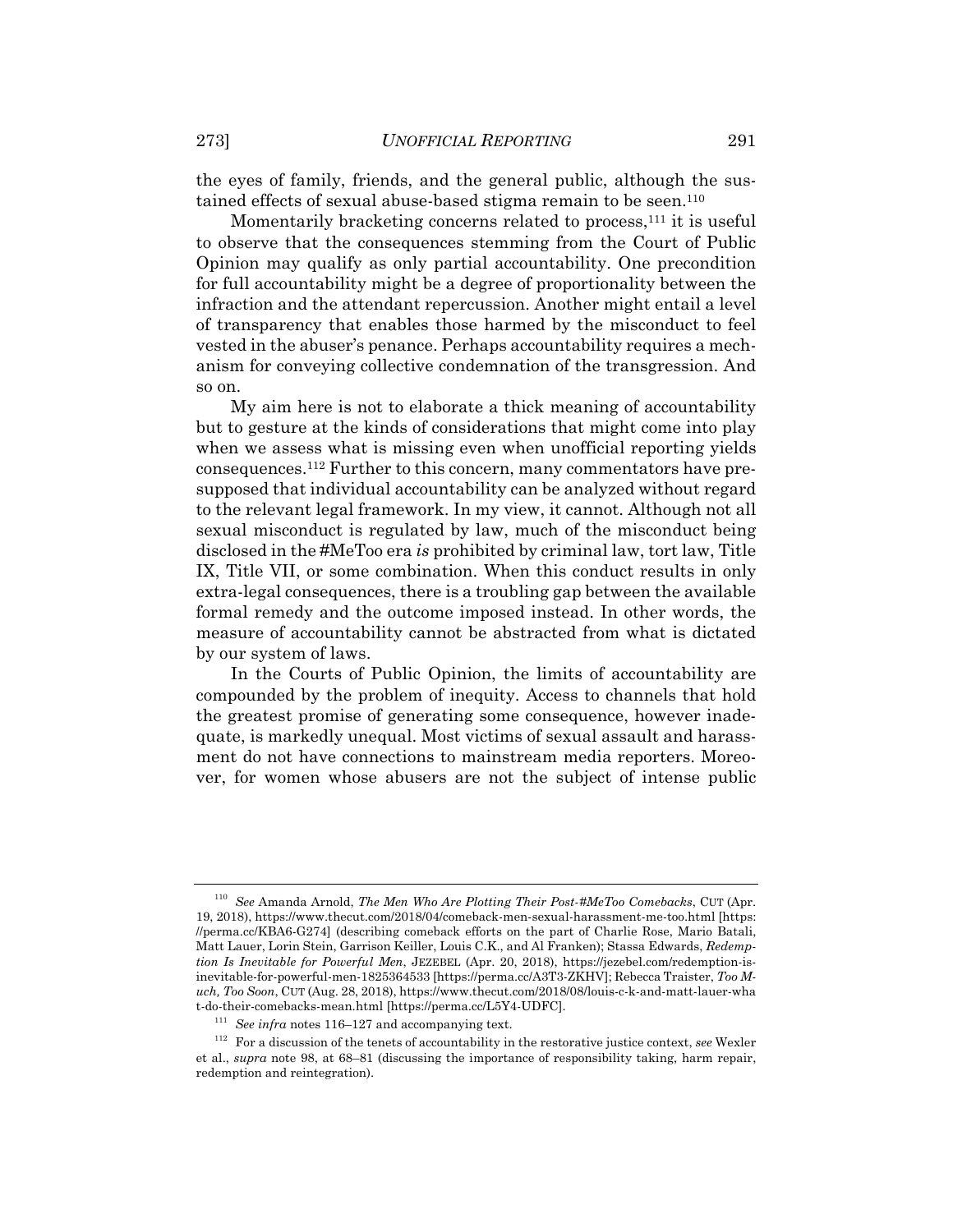the eyes of family, friends, and the general public, although the sustained effects of sexual abuse-based stigma remain to be seen.[110]

Momentarily bracketing concerns related to process,[111] it is useful to observe that the consequences stemming from the Court of Public Opinion may qualify as only partial accountability. One precondition for full accountability might be a degree of proportionality between the infraction and the attendant repercussion. Another might entail a level of transparency that enables those harmed by the misconduct to feel vested in the abuser's penance. Perhaps accountability requires a mechanism for conveying collective condemnation of the transgression. And so on.

My aim here is not to elaborate a thick meaning of accountability but to gesture at the kinds of considerations that might come into play when we assess what is missing even when unofficial reporting yields consequences.[112] Further to this concern, many commentators have presupposed that individual accountability can be analyzed without regard to the relevant legal framework. In my view, it cannot. Although not all sexual misconduct is regulated by law, much of the misconduct being disclosed in the #MeToo era *is* prohibited by criminal law, tort law, Title IX, Title VII, or some combination. When this conduct results in only extra-legal consequences, there is a troubling gap between the available formal remedy and the outcome imposed instead. In other words, the measure of accountability cannot be abstracted from what is dictated by our system of laws.

In the Courts of Public Opinion, the limits of accountability are compounded by the problem of inequity. Access to channels that hold the greatest promise of generating some consequence, however inadequate, is markedly unequal. Most victims of sexual assault and harassment do not have connections to mainstream media reporters. Moreover, for women whose abusers are not the subject of intense public

---

[110] *See* Amanda Arnold, *The Men Who Are Plotting Their Post-#MeToo Comebacks*, CUT (Apr. 19, 2018), https://www.thecut.com/2018/04/comeback-men-sexual-harassment-me-too.html [https://perma.cc/KBA6-G274] (describing comeback efforts on the part of Charlie Rose, Mario Batali, Matt Lauer, Lorin Stein, Garrison Keiller, Louis C.K., and Al Franken); Stassa Edwards, *Redemption Is Inevitable for Powerful Men*, JEZEBEL (Apr. 20, 2018), https://jezebel.com/redemption-is-inevitable-for-powerful-men-1825364533 [https://perma.cc/A3T3-ZKHV]; Rebecca Traister, *Too Much, Too Soon*, CUT (Aug. 28, 2018), https://www.thecut.com/2018/08/louis-c-k-and-matt-lauer-what-do-their-comebacks-mean.html [https://perma.cc/L5Y4-UDFC].

[111] *See infra* notes 116–127 and accompanying text.

[112] For a discussion of the tenets of accountability in the restorative justice context, *see* Wexler et al., *supra* note 98, at 68–81 (discussing the importance of responsibility taking, harm repair, redemption and reintegration).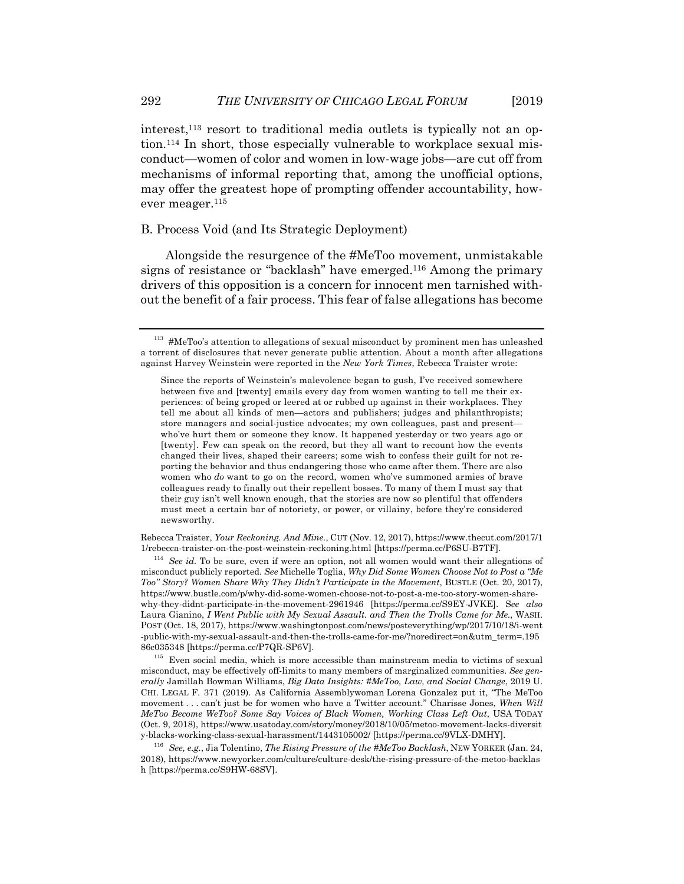interest,[113] resort to traditional media outlets is typically not an option.[114] In short, those especially vulnerable to workplace sexual misconduct—women of color and women in low-wage jobs—are cut off from mechanisms of informal reporting that, among the unofficial options, may offer the greatest hope of prompting offender accountability, however meager.[115]

### B. Process Void (and Its Strategic Deployment)

Alongside the resurgence of the #MeToo movement, unmistakable signs of resistance or "backlash" have emerged.[116] Among the primary drivers of this opposition is a concern for innocent men tarnished without the benefit of a fair process. This fear of false allegations has become

---

[113] #MeToo's attention to allegations of sexual misconduct by prominent men has unleashed a torrent of disclosures that never generate public attention. About a month after allegations against Harvey Weinstein were reported in the *New York Times*, Rebecca Traister wrote:

> Since the reports of Weinstein's malevolence began to gush, I've received somewhere between five and [twenty] emails every day from women wanting to tell me their experiences: of being groped or leered at or rubbed up against in their workplaces. They tell me about all kinds of men—actors and publishers; judges and philanthropists; store managers and social-justice advocates; my own colleagues, past and present—who've hurt them or someone they know. It happened yesterday or two years ago or [twenty]. Few can speak on the record, but they all want to recount how the events changed their lives, shaped their careers; some wish to confess their guilt for not reporting the behavior and thus endangering those who came after them. There are also women who *do* want to go on the record, women who've summoned armies of brave colleagues ready to finally out their repellent bosses. To many of them I must say that their guy isn't well known enough, that the stories are now so plentiful that offenders must meet a certain bar of notoriety, or power, or villainy, before they're considered newsworthy.

Rebecca Traister, *Your Reckoning. And Mine.*, CUT (Nov. 12, 2017), https://www.thecut.com/2017/11/rebecca-traister-on-the-post-weinstein-reckoning.html [https://perma.cc/P6SU-B7TF].

[114] *See id.* To be sure, even if were an option, not all women would want their allegations of misconduct publicly reported. *See* Michelle Toglia, *Why Did Some Women Choose Not to Post a "Me Too" Story? Women Share Why They Didn't Participate in the Movement*, BUSTLE (Oct. 20, 2017), https://www.bustle.com/p/why-did-some-women-choose-not-to-post-a-me-too-story-women-share-why-they-didnt-participate-in-the-movement-2961946 [https://perma.cc/S9EY-JVKE]. S*ee also* Laura Gianino, *I Went Public with My Sexual Assault. and Then the Trolls Came for Me.*, WASH. POST (Oct. 18, 2017), https://www.washingtonpost.com/news/posteverything/wp/2017/10/18/i-went-public-with-my-sexual-assault-and-then-the-trolls-came-for-me/?noredirect=on&utm_term=.19586c035348 [https://perma.cc/P7QR-SP6V].

[115] Even social media, which is more accessible than mainstream media to victims of sexual misconduct, may be effectively off-limits to many members of marginalized communities. *See generally* Jamillah Bowman Williams, *Big Data Insights: #MeToo, Law, and Social Change*, 2019 U. CHI. LEGAL F. 371 (2019). As California Assemblywoman Lorena Gonzalez put it, "The MeToo movement . . . can't just be for women who have a Twitter account." Charisse Jones, *When Will MeToo Become WeToo? Some Say Voices of Black Women, Working Class Left Out*, USA TODAY (Oct. 9, 2018), https://www.usatoday.com/story/money/2018/10/05/metoo-movement-lacks-diversity-blacks-working-class-sexual-harassment/1443105002/ [https://perma.cc/9VLX-DMHY].

[116] *See, e.g.*, Jia Tolentino, *The Rising Pressure of the #MeToo Backlash*, NEW YORKER (Jan. 24, 2018), https://www.newyorker.com/culture/culture-desk/the-rising-pressure-of-the-metoo-backlash [https://perma.cc/S9HW-68SV].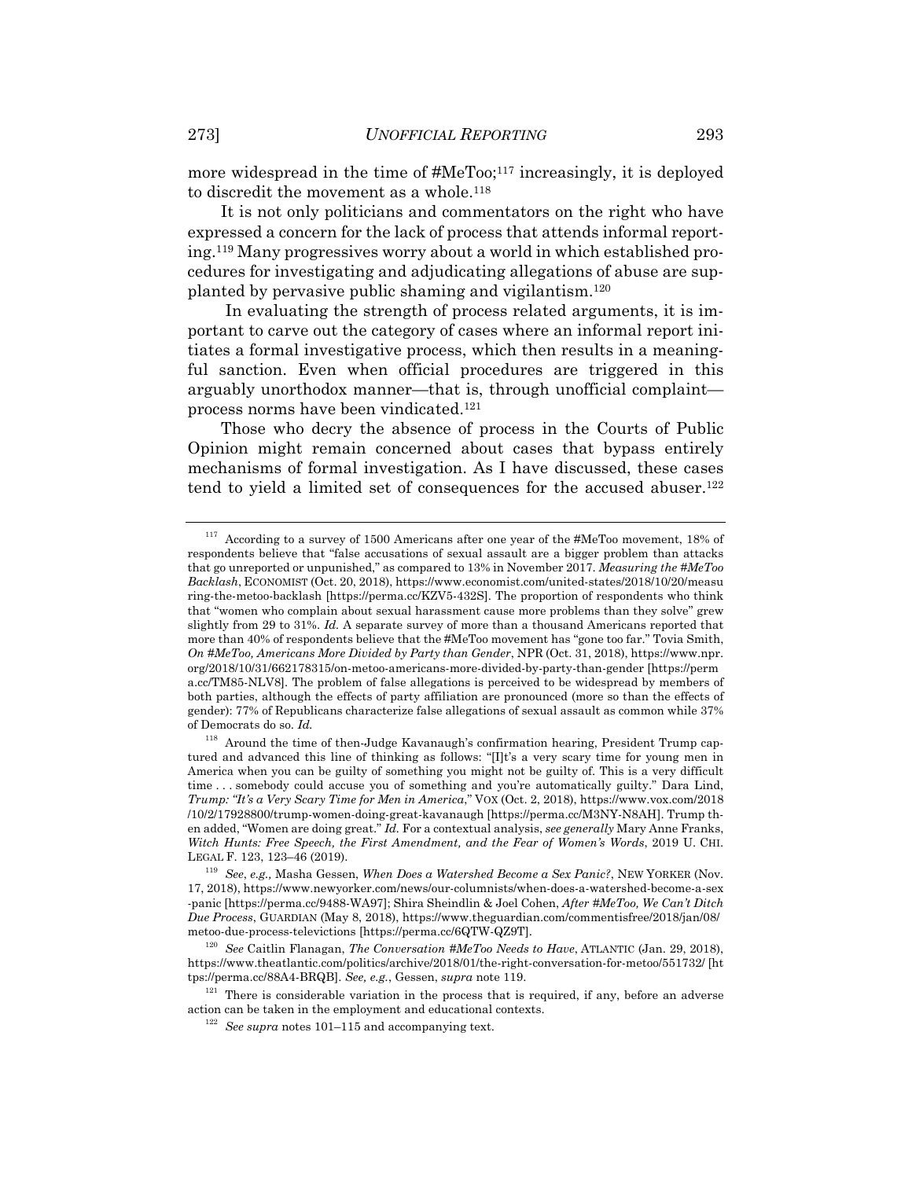more widespread in the time of #MeToo;[117] increasingly, it is deployed to discredit the movement as a whole.[118]

It is not only politicians and commentators on the right who have expressed a concern for the lack of process that attends informal reporting.[119] Many progressives worry about a world in which established procedures for investigating and adjudicating allegations of abuse are supplanted by pervasive public shaming and vigilantism.[120]

In evaluating the strength of process related arguments, it is important to carve out the category of cases where an informal report initiates a formal investigative process, which then results in a meaningful sanction. Even when official procedures are triggered in this arguably unorthodox manner—that is, through unofficial complaint—process norms have been vindicated.[121]

Those who decry the absence of process in the Courts of Public Opinion might remain concerned about cases that bypass entirely mechanisms of formal investigation. As I have discussed, these cases tend to yield a limited set of consequences for the accused abuser.[122]

---

[117] According to a survey of 1500 Americans after one year of the #MeToo movement, 18% of respondents believe that "false accusations of sexual assault are a bigger problem than attacks that go unreported or unpunished," as compared to 13% in November 2017. *Measuring the #MeToo Backlash*, ECONOMIST (Oct. 20, 2018), https://www.economist.com/united-states/2018/10/20/measuring-the-metoo-backlash [https://perma.cc/KZV5-432S]. The proportion of respondents who think that "women who complain about sexual harassment cause more problems than they solve" grew slightly from 29 to 31%. *Id.* A separate survey of more than a thousand Americans reported that more than 40% of respondents believe that the #MeToo movement has "gone too far." Tovia Smith, *On #MeToo, Americans More Divided by Party than Gender*, NPR (Oct. 31, 2018), https://www.npr.org/2018/10/31/662178315/on-metoo-americans-more-divided-by-party-than-gender [https://perma.cc/TM85-NLV8]. The problem of false allegations is perceived to be widespread by members of both parties, although the effects of party affiliation are pronounced (more so than the effects of gender): 77% of Republicans characterize false allegations of sexual assault as common while 37% of Democrats do so. *Id.*

[118] Around the time of then-Judge Kavanaugh's confirmation hearing, President Trump captured and advanced this line of thinking as follows: "[I]t's a very scary time for young men in America when you can be guilty of something you might not be guilty of. This is a very difficult time . . . somebody could accuse you of something and you're automatically guilty." Dara Lind, *Trump: "It's a Very Scary Time for Men in America*," VOX (Oct. 2, 2018), https://www.vox.com/2018/10/2/17928800/trump-women-doing-great-kavanaugh [https://perma.cc/M3NY-N8AH]. Trump then added, "Women are doing great." *Id.* For a contextual analysis, *see generally* Mary Anne Franks, *Witch Hunts: Free Speech, the First Amendment, and the Fear of Women's Words*, 2019 U. CHI. LEGAL F. 123, 123–46 (2019).

[119] *See, e.g.,* Masha Gessen, *When Does a Watershed Become a Sex Panic?*, NEW YORKER (Nov. 17, 2018), https://www.newyorker.com/news/our-columnists/when-does-a-watershed-become-a-sex-panic [https://perma.cc/9488-WA97]; Shira Sheindlin & Joel Cohen, *After #MeToo, We Can't Ditch Due Process*, GUARDIAN (May 8, 2018), https://www.theguardian.com/commentisfree/2018/jan/08/metoo-due-process-televictions [https://perma.cc/6QTW-QZ9T].

[120] *See* Caitlin Flanagan, *The Conversation #MeToo Needs to Have*, ATLANTIC (Jan. 29, 2018), https://www.theatlantic.com/politics/archive/2018/01/the-right-conversation-for-metoo/551732/ [https://perma.cc/88A4-BRQB]. *See, e.g.*, Gessen, *supra* note 119.

[121] There is considerable variation in the process that is required, if any, before an adverse action can be taken in the employment and educational contexts.

[122] *See supra* notes 101–115 and accompanying text.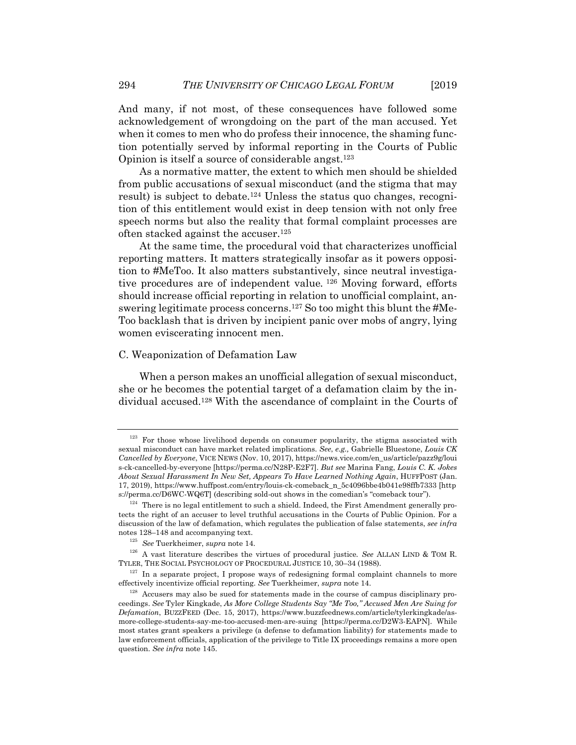And many, if not most, of these consequences have followed some acknowledgement of wrongdoing on the part of the man accused. Yet when it comes to men who do profess their innocence, the shaming function potentially served by informal reporting in the Courts of Public Opinion is itself a source of considerable angst.[123]

As a normative matter, the extent to which men should be shielded from public accusations of sexual misconduct (and the stigma that may result) is subject to debate.[124] Unless the status quo changes, recognition of this entitlement would exist in deep tension with not only free speech norms but also the reality that formal complaint processes are often stacked against the accuser.[125]

At the same time, the procedural void that characterizes unofficial reporting matters. It matters strategically insofar as it powers opposition to #MeToo. It also matters substantively, since neutral investigative procedures are of independent value.[126] Moving forward, efforts should increase official reporting in relation to unofficial complaint, answering legitimate process concerns.[127] So too might this blunt the #MeToo backlash that is driven by incipient panic over mobs of angry, lying women eviscerating innocent men.

### C. Weaponization of Defamation Law

When a person makes an unofficial allegation of sexual misconduct, she or he becomes the potential target of a defamation claim by the individual accused.[128] With the ascendance of complaint in the Courts of

---

[123] For those whose livelihood depends on consumer popularity, the stigma associated with sexual misconduct can have market related implications. *See, e.g.,* Gabrielle Bluestone, *Louis CK Cancelled by Everyone*, VICE NEWS (Nov. 10, 2017), https://news.vice.com/en_us/article/pazz9g/louis-ck-cancelled-by-everyone [https://perma.cc/N28P-E2F7]. *But see* Marina Fang, *Louis C. K. Jokes About Sexual Harassment In New Set, Appears To Have Learned Nothing Again*, HUFFPOST (Jan. 17, 2019), https://www.huffpost.com/entry/louis-ck-comeback_n_5c4096bbe4b041e98ffb7333 [https://perma.cc/D6WC-WQ6T] (describing sold-out shows in the comedian's "comeback tour").

[124] There is no legal entitlement to such a shield. Indeed, the First Amendment generally protects the right of an accuser to level truthful accusations in the Courts of Public Opinion. For a discussion of the law of defamation, which regulates the publication of false statements, *see infra* notes 128–148 and accompanying text.

[125] *See* Tuerkheimer, *supra* note 14.

[126] A vast literature describes the virtues of procedural justice. *See* ALLAN LIND & TOM R. TYLER, THE SOCIAL PSYCHOLOGY OF PROCEDURAL JUSTICE 10, 30–34 (1988).

[127] In a separate project, I propose ways of redesigning formal complaint channels to more effectively incentivize official reporting. *See* Tuerkheimer, *supra* note 14.

[128] Accusers may also be sued for statements made in the course of campus disciplinary proceedings. *See* Tyler Kingkade, *As More College Students Say "Me Too," Accused Men Are Suing for Defamation*, BUZZFEED (Dec. 15, 2017), https://www.buzzfeednews.com/article/tylerkingkade/as-more-college-students-say-me-too-accused-men-are-suing [https://perma.cc/D2W3-EAPN]. While most states grant speakers a privilege (a defense to defamation liability) for statements made to law enforcement officials, application of the privilege to Title IX proceedings remains a more open question. *See infra* note 145.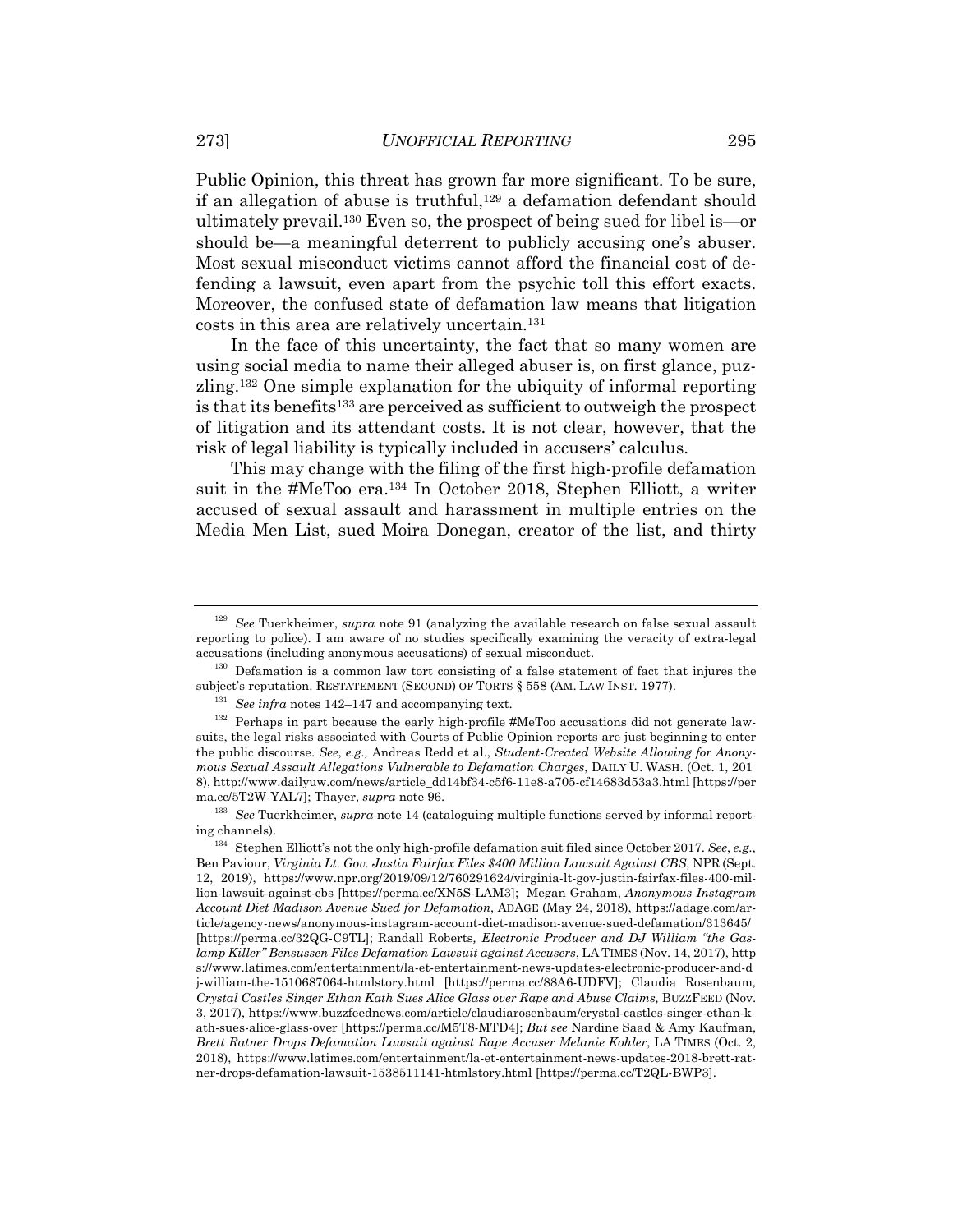Public Opinion, this threat has grown far more significant. To be sure, if an allegation of abuse is truthful,[129] a defamation defendant should ultimately prevail.[130] Even so, the prospect of being sued for libel is—or should be—a meaningful deterrent to publicly accusing one's abuser. Most sexual misconduct victims cannot afford the financial cost of defending a lawsuit, even apart from the psychic toll this effort exacts. Moreover, the confused state of defamation law means that litigation costs in this area are relatively uncertain.[131]

In the face of this uncertainty, the fact that so many women are using social media to name their alleged abuser is, on first glance, puzzling.[132] One simple explanation for the ubiquity of informal reporting is that its benefits[133] are perceived as sufficient to outweigh the prospect of litigation and its attendant costs. It is not clear, however, that the risk of legal liability is typically included in accusers' calculus.

This may change with the filing of the first high-profile defamation suit in the #MeToo era.[134] In October 2018, Stephen Elliott, a writer accused of sexual assault and harassment in multiple entries on the Media Men List, sued Moira Donegan, creator of the list, and thirty

---

[129] *See* Tuerkheimer, *supra* note 91 (analyzing the available research on false sexual assault reporting to police). I am aware of no studies specifically examining the veracity of extra-legal accusations (including anonymous accusations) of sexual misconduct.

[130] Defamation is a common law tort consisting of a false statement of fact that injures the subject's reputation. RESTATEMENT (SECOND) OF TORTS § 558 (AM. LAW INST. 1977).

[131] *See infra* notes 142–147 and accompanying text.

[132] Perhaps in part because the early high-profile #MeToo accusations did not generate lawsuits, the legal risks associated with Courts of Public Opinion reports are just beginning to enter the public discourse. *See, e.g.,* Andreas Redd et al., *Student-Created Website Allowing for Anonymous Sexual Assault Allegations Vulnerable to Defamation Charges*, DAILY U. WASH. (Oct. 1, 2018), http://www.dailyuw.com/news/article_dd14bf34-c5f6-11e8-a705-cf14683d53a3.html [https://perma.cc/5T2W-YAL7]; Thayer, *supra* note 96.

[133] *See* Tuerkheimer, *supra* note 14 (cataloguing multiple functions served by informal reporting channels).

[134] Stephen Elliott's not the only high-profile defamation suit filed since October 2017. *See, e.g.,* Ben Paviour, *Virginia Lt. Gov. Justin Fairfax Files $400 Million Lawsuit Against CBS*, NPR (Sept. 12, 2019), https://www.npr.org/2019/09/12/760291624/virginia-lt-gov-justin-fairfax-files-400-million-lawsuit-against-cbs [https://perma.cc/XN5S-LAM3]; Megan Graham, *Anonymous Instagram Account Diet Madison Avenue Sued for Defamation*, ADAGE (May 24, 2018), https://adage.com/article/agency-news/anonymous-instagram-account-diet-madison-avenue-sued-defamation/313645/ [https://perma.cc/32QG-C9TL]; Randall Roberts, *Electronic Producer and DJ William "the Gaslamp Killer" Bensussen Files Defamation Lawsuit against Accusers*, LA TIMES (Nov. 14, 2017), https://www.latimes.com/entertainment/la-et-entertainment-news-updates-electronic-producer-and-dj-william-the-1510687064-htmlstory.html [https://perma.cc/88A6-UDFV]; Claudia Rosenbaum, *Crystal Castles Singer Ethan Kath Sues Alice Glass over Rape and Abuse Claims,* BUZZFEED (Nov. 3, 2017), https://www.buzzfeednews.com/article/claudiarosenbaum/crystal-castles-singer-ethan-kath-sues-alice-glass-over [https://perma.cc/M5T8-MTD4]; *But see* Nardine Saad & Amy Kaufman, *Brett Ratner Drops Defamation Lawsuit against Rape Accuser Melanie Kohler*, LA TIMES (Oct. 2, 2018), https://www.latimes.com/entertainment/la-et-entertainment-news-updates-2018-brett-ratner-drops-defamation-lawsuit-1538511141-htmlstory.html [https://perma.cc/T2QL-BWP3].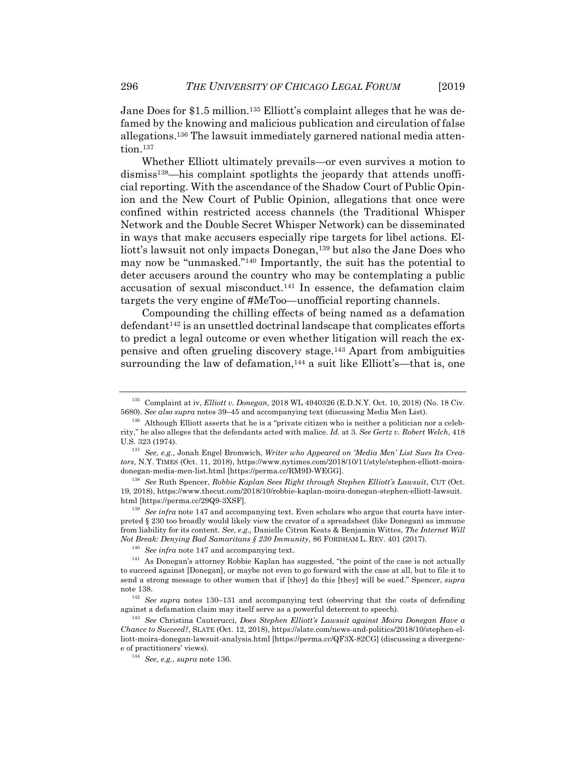Jane Does for $1.5 million.[135] Elliott's complaint alleges that he was defamed by the knowing and malicious publication and circulation of false allegations.[136] The lawsuit immediately garnered national media attention.[137]

Whether Elliott ultimately prevails—or even survives a motion to dismiss[138]—his complaint spotlights the jeopardy that attends unofficial reporting. With the ascendance of the Shadow Court of Public Opinion and the New Court of Public Opinion, allegations that once were confined within restricted access channels (the Traditional Whisper Network and the Double Secret Whisper Network) can be disseminated in ways that make accusers especially ripe targets for libel actions. Elliott's lawsuit not only impacts Donegan,[139] but also the Jane Does who may now be "unmasked."[140] Importantly, the suit has the potential to deter accusers around the country who may be contemplating a public accusation of sexual misconduct.[141] In essence, the defamation claim targets the very engine of #MeToo—unofficial reporting channels.

Compounding the chilling effects of being named as a defamation defendant[142] is an unsettled doctrinal landscape that complicates efforts to predict a legal outcome or even whether litigation will reach the expensive and often grueling discovery stage.[143] Apart from ambiguities surrounding the law of defamation,[144] a suit like Elliott's—that is, one

---

[135] Complaint at iv, *Elliott v. Donegan*, 2018 WL 4940326 (E.D.N.Y. Oct. 10, 2018) (No. 18 Civ. 5680). *See also supra* notes 39–45 and accompanying text (discussing Media Men List).

[136] Although Elliott asserts that he is a "private citizen who is neither a politician nor a celebrity," he also alleges that the defendants acted with malice. *Id.* at 3. *See Gertz v. Robert Welch*, 418 U.S. 323 (1974).

[137] *See, e.g.*, Jonah Engel Bromwich, *Writer who Appeared on 'Media Men' List Sues Its Creators*, N.Y. TIMES (Oct. 11, 2018), https://www.nytimes.com/2018/10/11/style/stephen-elliott-moira-donegan-media-men-list.html [https://perma.cc/RM9D-WEGG].

[138] *See* Ruth Spencer, *Robbie Kaplan Sees Right through Stephen Elliott's Lawsuit*, CUT (Oct. 19, 2018), https://www.thecut.com/2018/10/robbie-kaplan-moira-donegan-stephen-elliott-lawsuit.html [https://perma.cc/29Q9-3XSF].

[139] *See infra* note 147 and accompanying text. Even scholars who argue that courts have interpreted § 230 too broadly would likely view the creator of a spreadsheet (like Donegan) as immune from liability for its content. *See, e.g.,* Danielle Citron Keats & Benjamin Wittes, *The Internet Will Not Break: Denying Bad Samaritans § 230 Immunity*, 86 FORDHAM L. REV. 401 (2017).

[140] *See infra* note 147 and accompanying text.

[141] As Donegan's attorney Robbie Kaplan has suggested, "the point of the case is not actually to succeed against [Donegan], or maybe not even to go forward with the case at all, but to file it to send a strong message to other women that if [they] do this [they] will be sued." Spencer, *supra* note 138.

[142] *See supra* notes 130–131 and accompanying text (observing that the costs of defending against a defamation claim may itself serve as a powerful deterrent to speech).

[143] *See* Christina Cauterucci, *Does Stephen Elliott's Lawsuit against Moira Donegan Have a Chance to Succeed?*, SLATE (Oct. 12, 2018), https://slate.com/news-and-politics/2018/10/stephen-elliott-moira-donegan-lawsuit-analysis.html [https://perma.cc/QF3X-82CG] (discussing a divergence of practitioners' views).

[144] *See, e.g.*, *supra* note 136.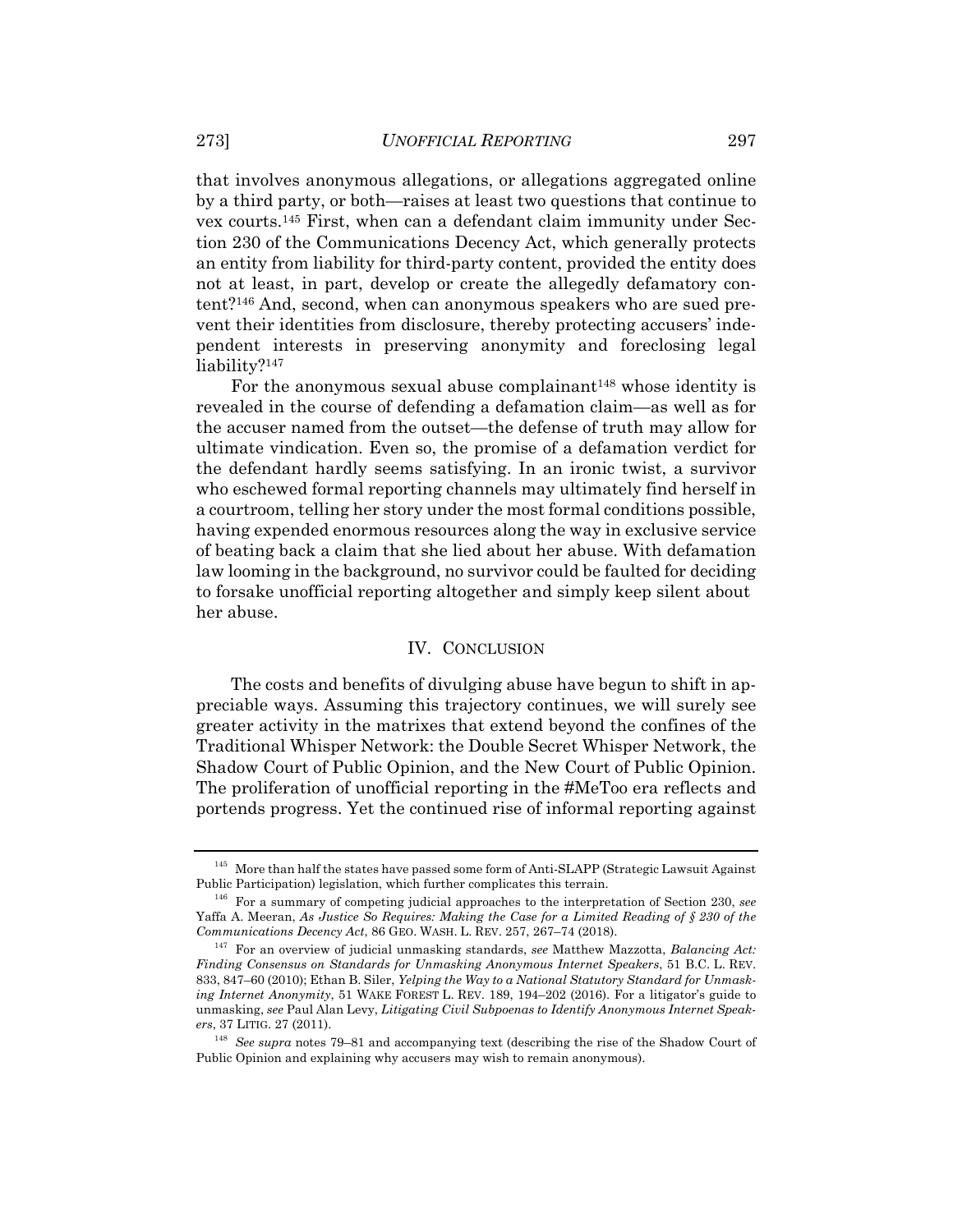that involves anonymous allegations, or allegations aggregated online by a third party, or both—raises at least two questions that continue to vex courts.[145] First, when can a defendant claim immunity under Section 230 of the Communications Decency Act, which generally protects an entity from liability for third-party content, provided the entity does not at least, in part, develop or create the allegedly defamatory content?[146] And, second, when can anonymous speakers who are sued prevent their identities from disclosure, thereby protecting accusers' independent interests in preserving anonymity and foreclosing legal liability?[147]

For the anonymous sexual abuse complainant[148] whose identity is revealed in the course of defending a defamation claim—as well as for the accuser named from the outset—the defense of truth may allow for ultimate vindication. Even so, the promise of a defamation verdict for the defendant hardly seems satisfying. In an ironic twist, a survivor who eschewed formal reporting channels may ultimately find herself in a courtroom, telling her story under the most formal conditions possible, having expended enormous resources along the way in exclusive service of beating back a claim that she lied about her abuse. With defamation law looming in the background, no survivor could be faulted for deciding to forsake unofficial reporting altogether and simply keep silent about her abuse.

## IV. CONCLUSION

The costs and benefits of divulging abuse have begun to shift in appreciable ways. Assuming this trajectory continues, we will surely see greater activity in the matrixes that extend beyond the confines of the Traditional Whisper Network: the Double Secret Whisper Network, the Shadow Court of Public Opinion, and the New Court of Public Opinion. The proliferation of unofficial reporting in the #MeToo era reflects and portends progress. Yet the continued rise of informal reporting against

---

[145] More than half the states have passed some form of Anti-SLAPP (Strategic Lawsuit Against Public Participation) legislation, which further complicates this terrain.

[146] For a summary of competing judicial approaches to the interpretation of Section 230, *see* Yaffa A. Meeran, *As Justice So Requires: Making the Case for a Limited Reading of § 230 of the Communications Decency Act*, 86 GEO. WASH. L. REV. 257, 267–74 (2018).

[147] For an overview of judicial unmasking standards, *see* Matthew Mazzotta, *Balancing Act: Finding Consensus on Standards for Unmasking Anonymous Internet Speakers*, 51 B.C. L. REV. 833, 847–60 (2010); Ethan B. Siler, *Yelping the Way to a National Statutory Standard for Unmasking Internet Anonymity*, 51 WAKE FOREST L. REV. 189, 194–202 (2016). For a litigator's guide to unmasking, *see* Paul Alan Levy, *Litigating Civil Subpoenas to Identify Anonymous Internet Speakers*, 37 LITIG. 27 (2011).

[148] *See supra* notes 79–81 and accompanying text (describing the rise of the Shadow Court of Public Opinion and explaining why accusers may wish to remain anonymous).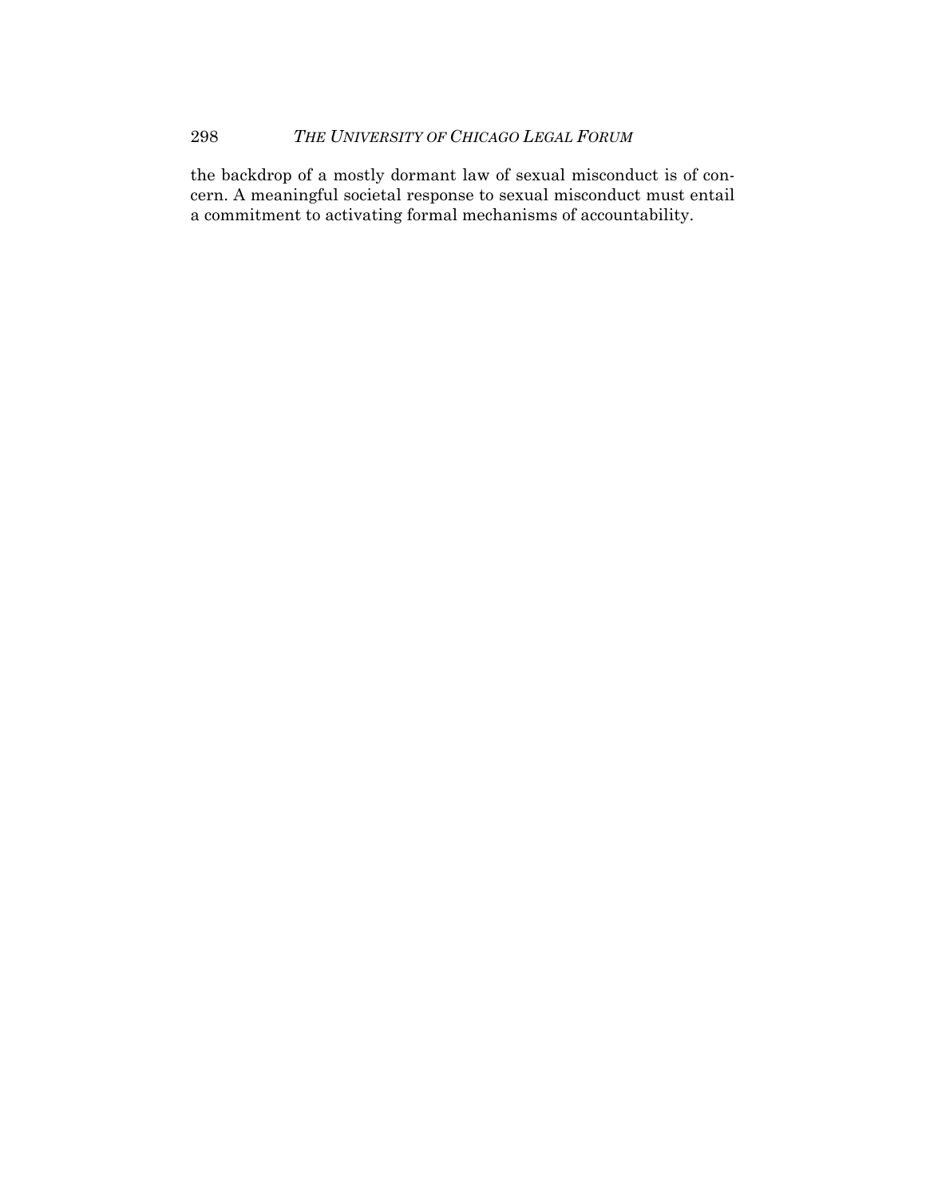the backdrop of a mostly dormant law of sexual misconduct is of concern. A meaningful societal response to sexual misconduct must entail a commitment to activating formal mechanisms of accountability.